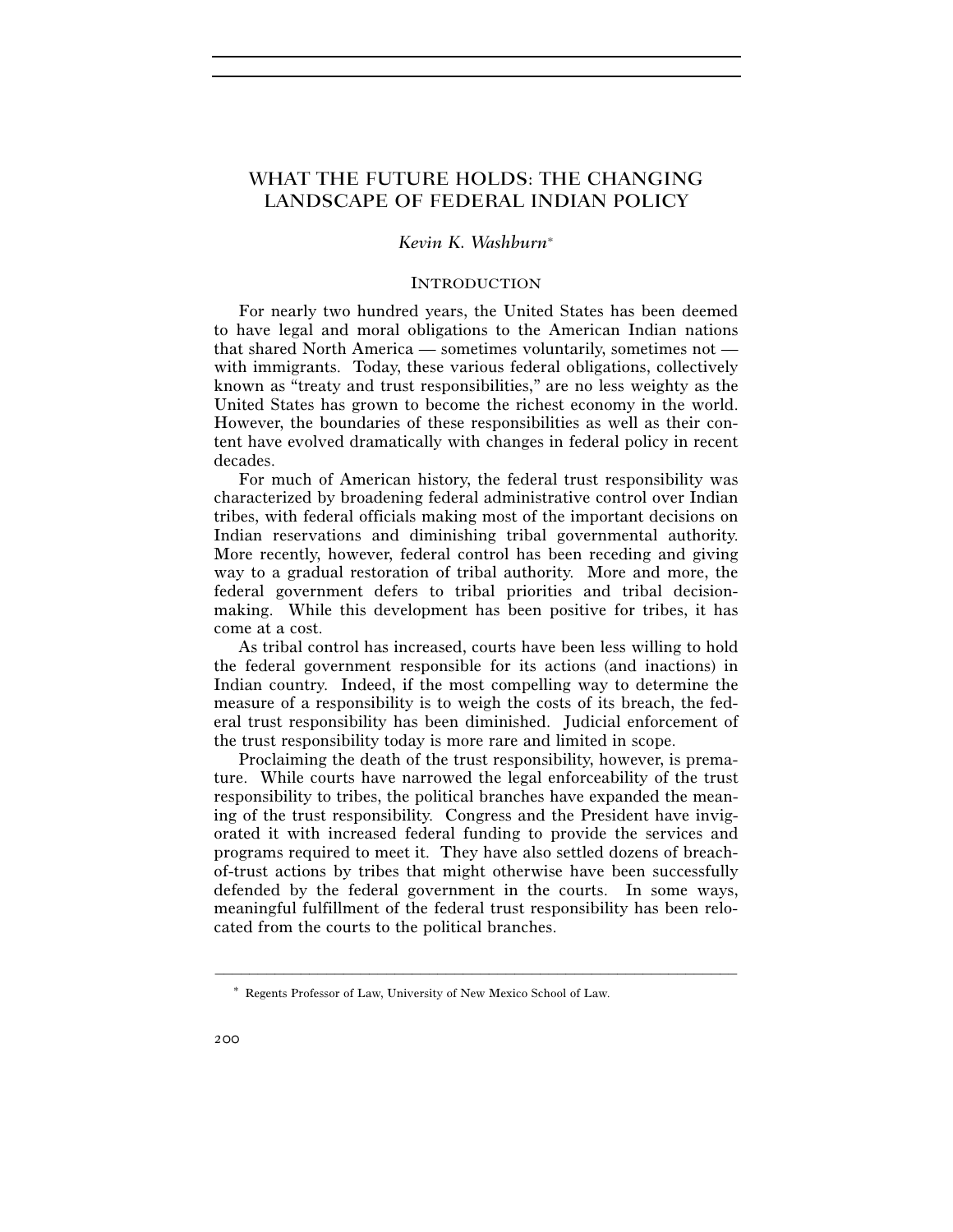# WHAT THE FUTURE HOLDS: THE CHANGING LANDSCAPE OF FEDERAL INDIAN POLICY

*Kevin K. Washburn*[*]

## INTRODUCTION

For nearly two hundred years, the United States has been deemed to have legal and moral obligations to the American Indian nations that shared North America — sometimes voluntarily, sometimes not — with immigrants. Today, these various federal obligations, collectively known as "treaty and trust responsibilities," are no less weighty as the United States has grown to become the richest economy in the world. However, the boundaries of these responsibilities as well as their content have evolved dramatically with changes in federal policy in recent decades.

For much of American history, the federal trust responsibility was characterized by broadening federal administrative control over Indian tribes, with federal officials making most of the important decisions on Indian reservations and diminishing tribal governmental authority. More recently, however, federal control has been receding and giving way to a gradual restoration of tribal authority. More and more, the federal government defers to tribal priorities and tribal decision-making. While this development has been positive for tribes, it has come at a cost.

As tribal control has increased, courts have been less willing to hold the federal government responsible for its actions (and inactions) in Indian country. Indeed, if the most compelling way to determine the measure of a responsibility is to weigh the costs of its breach, the federal trust responsibility has been diminished. Judicial enforcement of the trust responsibility today is more rare and limited in scope.

Proclaiming the death of the trust responsibility, however, is premature. While courts have narrowed the legal enforceability of the trust responsibility to tribes, the political branches have expanded the meaning of the trust responsibility. Congress and the President have invigorated it with increased federal funding to provide the services and programs required to meet it. They have also settled dozens of breach-of-trust actions by tribes that might otherwise have been successfully defended by the federal government in the courts. In some ways, meaningful fulfillment of the federal trust responsibility has been relocated from the courts to the political branches.

---

[*] Regents Professor of Law, University of New Mexico School of Law.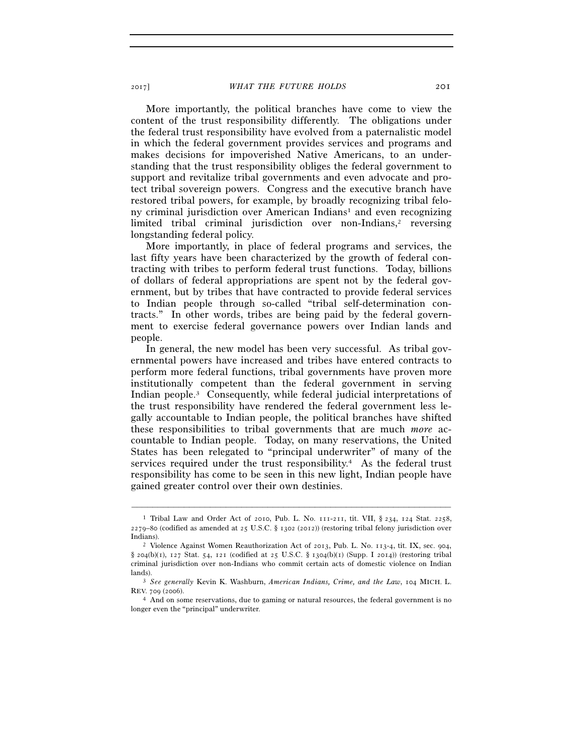More importantly, the political branches have come to view the content of the trust responsibility differently. The obligations under the federal trust responsibility have evolved from a paternalistic model in which the federal government provides services and programs and makes decisions for impoverished Native Americans, to an understanding that the trust responsibility obliges the federal government to support and revitalize tribal governments and even advocate and protect tribal sovereign powers. Congress and the executive branch have restored tribal powers, for example, by broadly recognizing tribal felony criminal jurisdiction over American Indians[1] and even recognizing limited tribal criminal jurisdiction over non-Indians,[2] reversing longstanding federal policy.

More importantly, in place of federal programs and services, the last fifty years have been characterized by the growth of federal contracting with tribes to perform federal trust functions. Today, billions of dollars of federal appropriations are spent not by the federal government, but by tribes that have contracted to provide federal services to Indian people through so-called "tribal self-determination contracts." In other words, tribes are being paid by the federal government to exercise federal governance powers over Indian lands and people.

In general, the new model has been very successful. As tribal governmental powers have increased and tribes have entered contracts to perform more federal functions, tribal governments have proven more institutionally competent than the federal government in serving Indian people.[3] Consequently, while federal judicial interpretations of the trust responsibility have rendered the federal government less legally accountable to Indian people, the political branches have shifted these responsibilities to tribal governments that are much *more* accountable to Indian people. Today, on many reservations, the United States has been relegated to "principal underwriter" of many of the services required under the trust responsibility.[4] As the federal trust responsibility has come to be seen in this new light, Indian people have gained greater control over their own destinies.

---

[1] Tribal Law and Order Act of 2010, Pub. L. No. 111-211, tit. VII, § 234, 124 Stat. 2258, 2279–80 (codified as amended at 25 U.S.C. § 1302 (2012)) (restoring tribal felony jurisdiction over Indians).

[2] Violence Against Women Reauthorization Act of 2013, Pub. L. No. 113-4, tit. IX, sec. 904, § 204(b)(1), 127 Stat. 54, 121 (codified at 25 U.S.C. § 1304(b)(1) (Supp. I 2014)) (restoring tribal criminal jurisdiction over non-Indians who commit certain acts of domestic violence on Indian lands).

[3] *See generally* Kevin K. Washburn, *American Indians, Crime, and the Law*, 104 MICH. L. REV. 709 (2006).

[4] And on some reservations, due to gaming or natural resources, the federal government is no longer even the "principal" underwriter.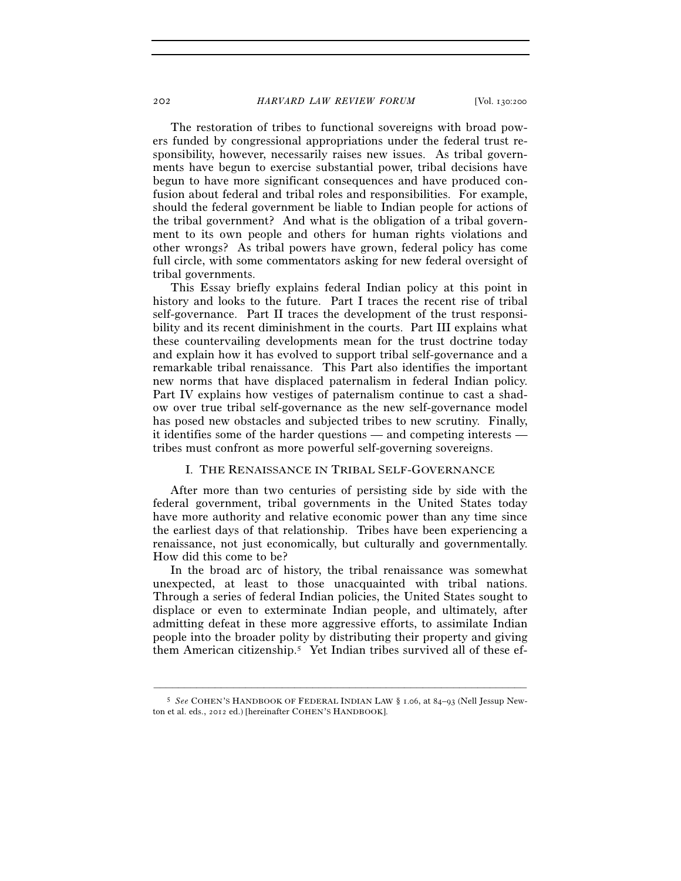The restoration of tribes to functional sovereigns with broad powers funded by congressional appropriations under the federal trust responsibility, however, necessarily raises new issues. As tribal governments have begun to exercise substantial power, tribal decisions have begun to have more significant consequences and have produced confusion about federal and tribal roles and responsibilities. For example, should the federal government be liable to Indian people for actions of the tribal government? And what is the obligation of a tribal government to its own people and others for human rights violations and other wrongs? As tribal powers have grown, federal policy has come full circle, with some commentators asking for new federal oversight of tribal governments.

This Essay briefly explains federal Indian policy at this point in history and looks to the future. Part I traces the recent rise of tribal self-governance. Part II traces the development of the trust responsibility and its recent diminishment in the courts. Part III explains what these countervailing developments mean for the trust doctrine today and explain how it has evolved to support tribal self-governance and a remarkable tribal renaissance. This Part also identifies the important new norms that have displaced paternalism in federal Indian policy. Part IV explains how vestiges of paternalism continue to cast a shadow over true tribal self-governance as the new self-governance model has posed new obstacles and subjected tribes to new scrutiny. Finally, it identifies some of the harder questions — and competing interests — tribes must confront as more powerful self-governing sovereigns.

## I. The Renaissance in Tribal Self-Governance

After more than two centuries of persisting side by side with the federal government, tribal governments in the United States today have more authority and relative economic power than any time since the earliest days of that relationship. Tribes have been experiencing a renaissance, not just economically, but culturally and governmentally. How did this come to be?

In the broad arc of history, the tribal renaissance was somewhat unexpected, at least to those unacquainted with tribal nations. Through a series of federal Indian policies, the United States sought to displace or even to exterminate Indian people, and ultimately, after admitting defeat in these more aggressive efforts, to assimilate Indian people into the broader polity by distributing their property and giving them American citizenship.[5] Yet Indian tribes survived all of these ef-

---

[5] *See* Cohen's Handbook of Federal Indian Law § 1.06, at 84–93 (Nell Jessup Newton et al. eds., 2012 ed.) [hereinafter Cohen's Handbook].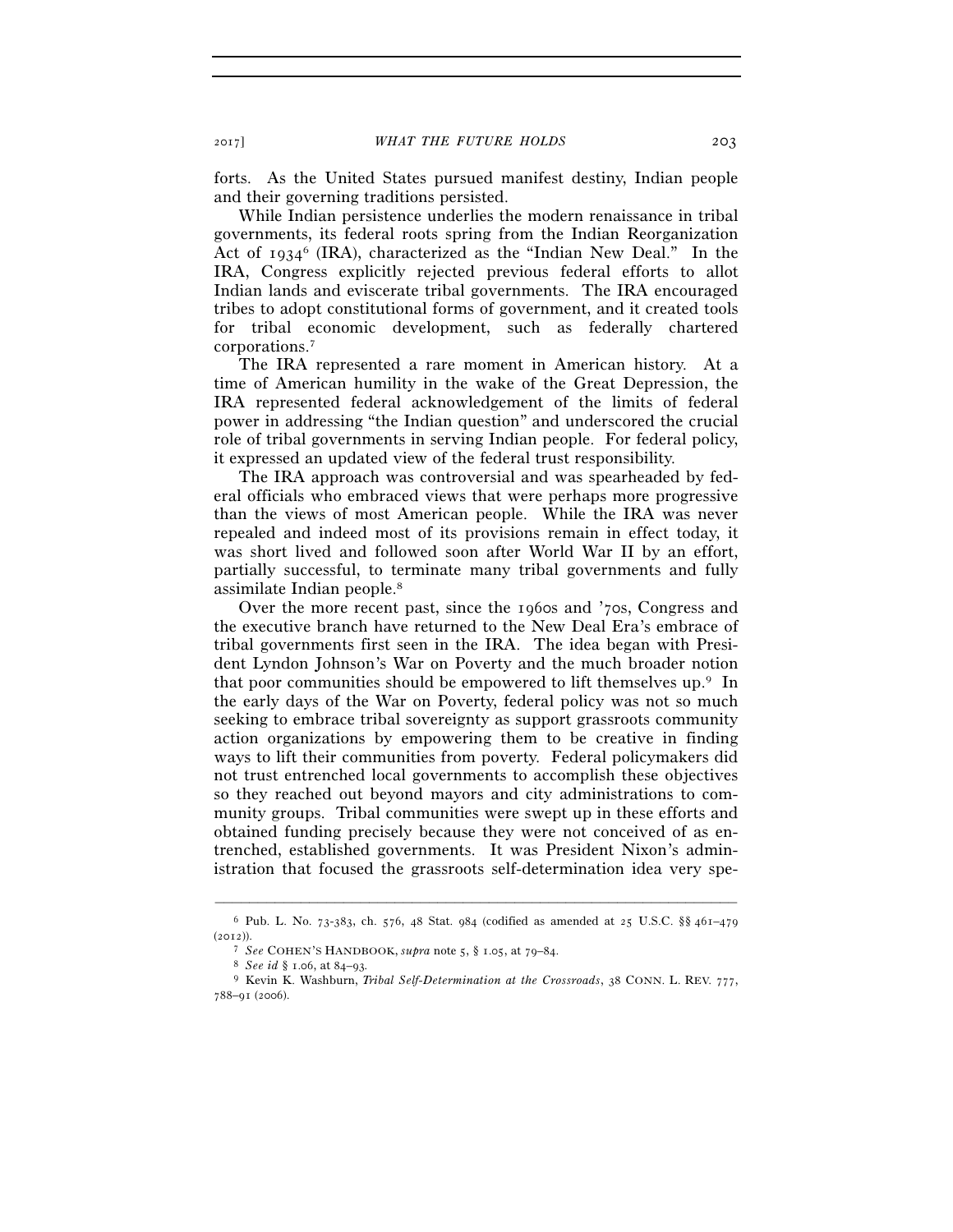forts. As the United States pursued manifest destiny, Indian people and their governing traditions persisted.

While Indian persistence underlies the modern renaissance in tribal governments, its federal roots spring from the Indian Reorganization Act of 1934[6] (IRA), characterized as the "Indian New Deal." In the IRA, Congress explicitly rejected previous federal efforts to allot Indian lands and eviscerate tribal governments. The IRA encouraged tribes to adopt constitutional forms of government, and it created tools for tribal economic development, such as federally chartered corporations.[7]

The IRA represented a rare moment in American history. At a time of American humility in the wake of the Great Depression, the IRA represented federal acknowledgement of the limits of federal power in addressing "the Indian question" and underscored the crucial role of tribal governments in serving Indian people. For federal policy, it expressed an updated view of the federal trust responsibility.

The IRA approach was controversial and was spearheaded by federal officials who embraced views that were perhaps more progressive than the views of most American people. While the IRA was never repealed and indeed most of its provisions remain in effect today, it was short lived and followed soon after World War II by an effort, partially successful, to terminate many tribal governments and fully assimilate Indian people.[8]

Over the more recent past, since the 1960s and '70s, Congress and the executive branch have returned to the New Deal Era's embrace of tribal governments first seen in the IRA. The idea began with President Lyndon Johnson's War on Poverty and the much broader notion that poor communities should be empowered to lift themselves up.[9] In the early days of the War on Poverty, federal policy was not so much seeking to embrace tribal sovereignty as support grassroots community action organizations by empowering them to be creative in finding ways to lift their communities from poverty. Federal policymakers did not trust entrenched local governments to accomplish these objectives so they reached out beyond mayors and city administrations to community groups. Tribal communities were swept up in these efforts and obtained funding precisely because they were not conceived of as entrenched, established governments. It was President Nixon's administration that focused the grassroots self-determination idea very spe-

---

[6] Pub. L. No. 73-383, ch. 576, 48 Stat. 984 (codified as amended at 25 U.S.C. §§ 461–479 (2012)).

[7] *See* COHEN'S HANDBOOK, *supra* note 5, § 1.05, at 79–84.

[8] *See id* § 1.06, at 84–93.

[9] Kevin K. Washburn, *Tribal Self-Determination at the Crossroads*, 38 CONN. L. REV. 777, 788–91 (2006).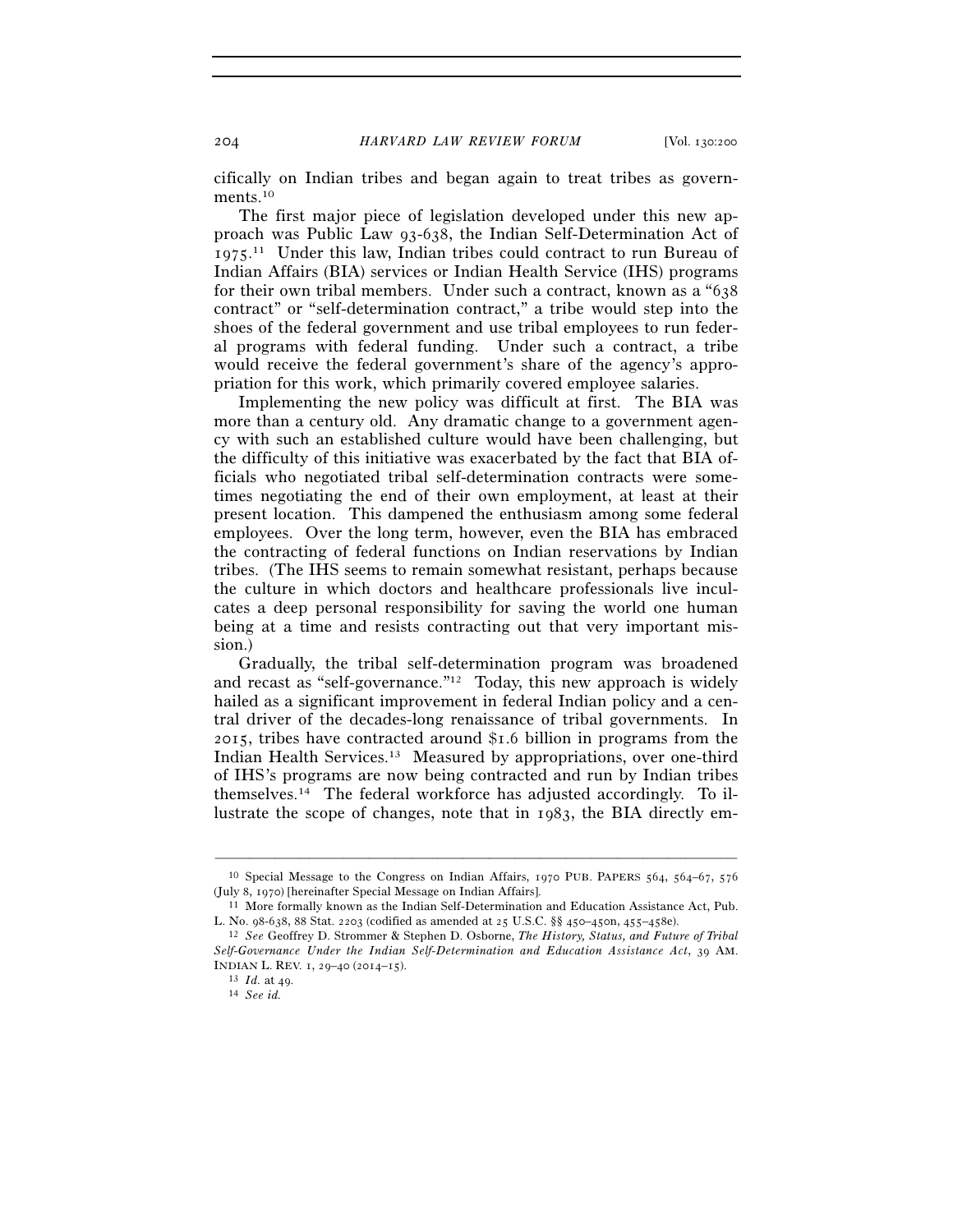cifically on Indian tribes and began again to treat tribes as governments.[10]

The first major piece of legislation developed under this new approach was Public Law 93-638, the Indian Self-Determination Act of 1975.[11] Under this law, Indian tribes could contract to run Bureau of Indian Affairs (BIA) services or Indian Health Service (IHS) programs for their own tribal members. Under such a contract, known as a "638 contract" or "self-determination contract," a tribe would step into the shoes of the federal government and use tribal employees to run federal programs with federal funding. Under such a contract, a tribe would receive the federal government's share of the agency's appropriation for this work, which primarily covered employee salaries.

Implementing the new policy was difficult at first. The BIA was more than a century old. Any dramatic change to a government agency with such an established culture would have been challenging, but the difficulty of this initiative was exacerbated by the fact that BIA officials who negotiated tribal self-determination contracts were sometimes negotiating the end of their own employment, at least at their present location. This dampened the enthusiasm among some federal employees. Over the long term, however, even the BIA has embraced the contracting of federal functions on Indian reservations by Indian tribes. (The IHS seems to remain somewhat resistant, perhaps because the culture in which doctors and healthcare professionals live inculcates a deep personal responsibility for saving the world one human being at a time and resists contracting out that very important mission.)

Gradually, the tribal self-determination program was broadened and recast as "self-governance."[12] Today, this new approach is widely hailed as a significant improvement in federal Indian policy and a central driver of the decades-long renaissance of tribal governments. In 2015, tribes have contracted around $1.6 billion in programs from the Indian Health Services.[13] Measured by appropriations, over one-third of IHS's programs are now being contracted and run by Indian tribes themselves.[14] The federal workforce has adjusted accordingly. To illustrate the scope of changes, note that in 1983, the BIA directly em-

---

[10] Special Message to the Congress on Indian Affairs, 1970 PUB. PAPERS 564, 564–67, 576 (July 8, 1970) [hereinafter Special Message on Indian Affairs].

[11] More formally known as the Indian Self-Determination and Education Assistance Act, Pub. L. No. 98-638, 88 Stat. 2203 (codified as amended at 25 U.S.C. §§ 450–450n, 455–458e).

[12] *See* Geoffrey D. Strommer & Stephen D. Osborne, *The History, Status, and Future of Tribal Self-Governance Under the Indian Self-Determination and Education Assistance Act*, 39 AM. INDIAN L. REV. 1, 29–40 (2014–15).

[13] *Id.* at 49.

[14] *See id.*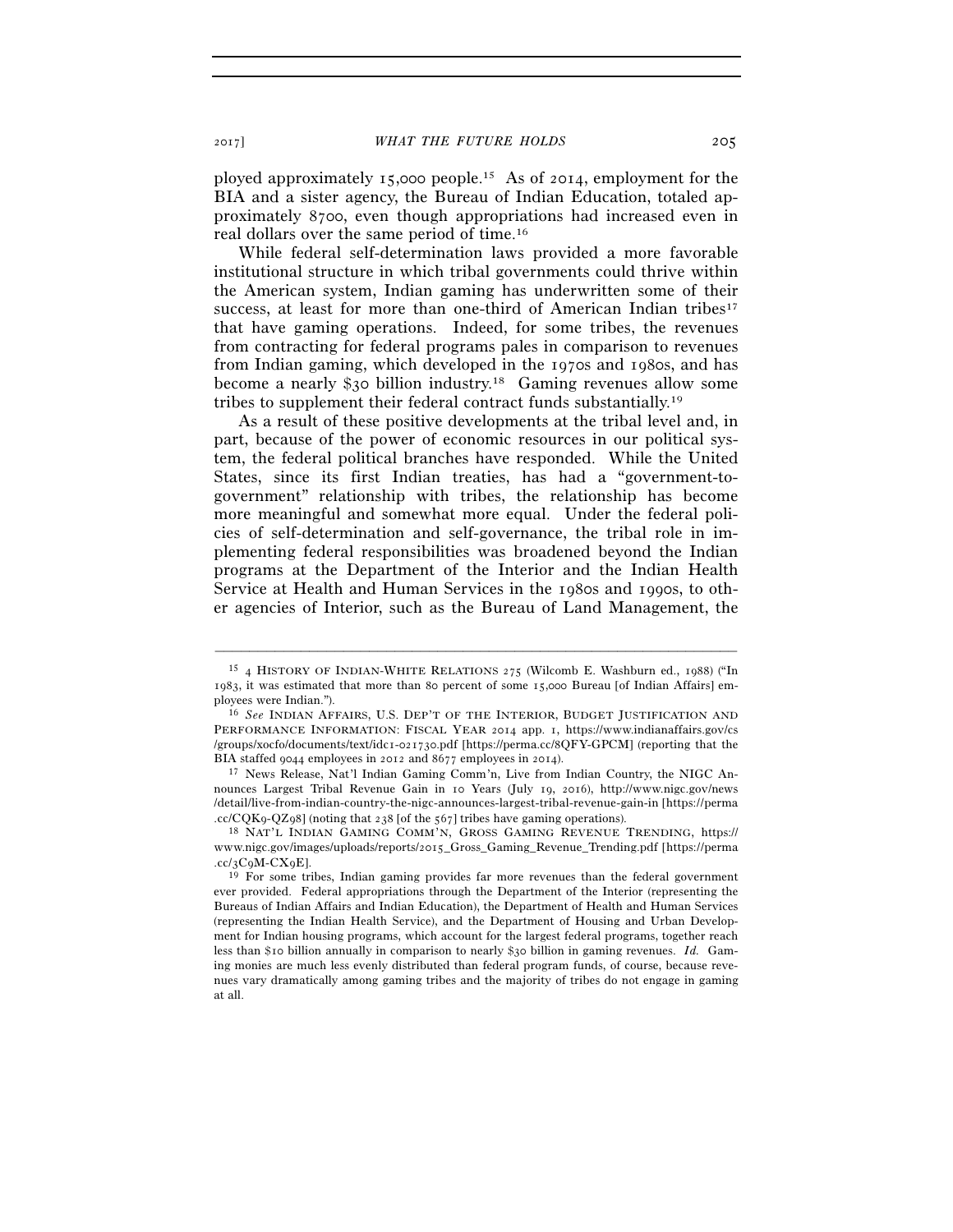ployed approximately 15,000 people.[15] As of 2014, employment for the BIA and a sister agency, the Bureau of Indian Education, totaled approximately 8700, even though appropriations had increased even in real dollars over the same period of time.[16]

While federal self-determination laws provided a more favorable institutional structure in which tribal governments could thrive within the American system, Indian gaming has underwritten some of their success, at least for more than one-third of American Indian tribes[17] that have gaming operations. Indeed, for some tribes, the revenues from contracting for federal programs pales in comparison to revenues from Indian gaming, which developed in the 1970s and 1980s, and has become a nearly $30 billion industry.[18] Gaming revenues allow some tribes to supplement their federal contract funds substantially.[19]

As a result of these positive developments at the tribal level and, in part, because of the power of economic resources in our political system, the federal political branches have responded. While the United States, since its first Indian treaties, has had a "government-to-government" relationship with tribes, the relationship has become more meaningful and somewhat more equal. Under the federal policies of self-determination and self-governance, the tribal role in implementing federal responsibilities was broadened beyond the Indian programs at the Department of the Interior and the Indian Health Service at Health and Human Services in the 1980s and 1990s, to other agencies of Interior, such as the Bureau of Land Management, the

---

[15] 4 HISTORY OF INDIAN-WHITE RELATIONS 275 (Wilcomb E. Washburn ed., 1988) ("In 1983, it was estimated that more than 80 percent of some 15,000 Bureau [of Indian Affairs] employees were Indian.").

[16] *See* INDIAN AFFAIRS, U.S. DEP'T OF THE INTERIOR, BUDGET JUSTIFICATION AND PERFORMANCE INFORMATION: FISCAL YEAR 2014 app. 1, https://www.indianaffairs.gov/cs/groups/xocfo/documents/text/idc1-021730.pdf [https://perma.cc/8QFY-GPCM] (reporting that the BIA staffed 9044 employees in 2012 and 8677 employees in 2014).

[17] News Release, Nat'l Indian Gaming Comm'n, Live from Indian Country, the NIGC Announces Largest Tribal Revenue Gain in 10 Years (July 19, 2016), http://www.nigc.gov/news/detail/live-from-indian-country-the-nigc-announces-largest-tribal-revenue-gain-in [https://perma.cc/CQK9-QZ98] (noting that 238 [of the 567] tribes have gaming operations).

[18] NAT'L INDIAN GAMING COMM'N, GROSS GAMING REVENUE TRENDING, https://www.nigc.gov/images/uploads/reports/2015_Gross_Gaming_Revenue_Trending.pdf [https://perma.cc/3C9M-CX9E].

[19] For some tribes, Indian gaming provides far more revenues than the federal government ever provided. Federal appropriations through the Department of the Interior (representing the Bureaus of Indian Affairs and Indian Education), the Department of Health and Human Services (representing the Indian Health Service), and the Department of Housing and Urban Development for Indian housing programs, which account for the largest federal programs, together reach less than $10 billion annually in comparison to nearly $30 billion in gaming revenues. *Id.* Gaming monies are much less evenly distributed than federal program funds, of course, because revenues vary dramatically among gaming tribes and the majority of tribes do not engage in gaming at all.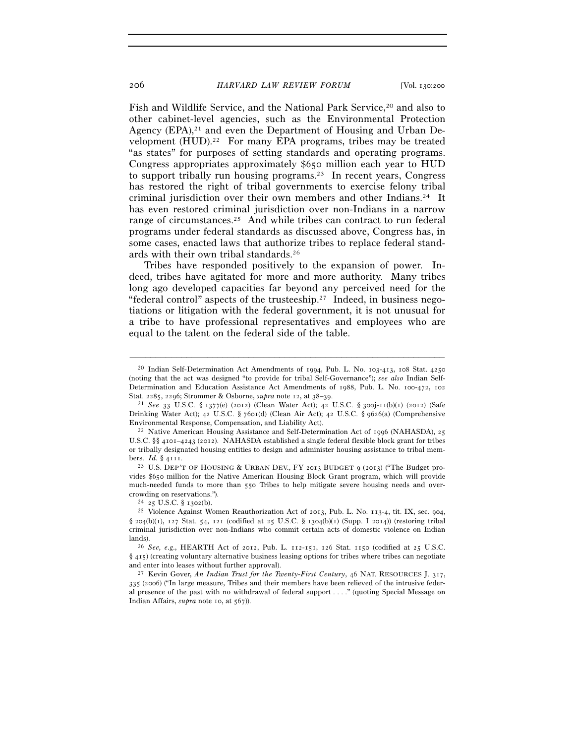Fish and Wildlife Service, and the National Park Service,[20] and also to other cabinet-level agencies, such as the Environmental Protection Agency (EPA),[21] and even the Department of Housing and Urban Development (HUD).[22] For many EPA programs, tribes may be treated "as states" for purposes of setting standards and operating programs. Congress appropriates approximately $650 million each year to HUD to support tribally run housing programs.[23] In recent years, Congress has restored the right of tribal governments to exercise felony tribal criminal jurisdiction over their own members and other Indians.[24] It has even restored criminal jurisdiction over non-Indians in a narrow range of circumstances.[25] And while tribes can contract to run federal programs under federal standards as discussed above, Congress has, in some cases, enacted laws that authorize tribes to replace federal standards with their own tribal standards.[26]

Tribes have responded positively to the expansion of power. Indeed, tribes have agitated for more and more authority. Many tribes long ago developed capacities far beyond any perceived need for the "federal control" aspects of the trusteeship.[27] Indeed, in business negotiations or litigation with the federal government, it is not unusual for a tribe to have professional representatives and employees who are equal to the talent on the federal side of the table.

---

[20] Indian Self-Determination Act Amendments of 1994, Pub. L. No. 103-413, 108 Stat. 4250 (noting that the act was designed "to provide for tribal Self-Governance"); *see also* Indian Self-Determination and Education Assistance Act Amendments of 1988, Pub. L. No. 100-472, 102 Stat. 2285, 2296; Strommer & Osborne, *supra* note 12, at 38–39.

[21] *See* 33 U.S.C. § 1377(e) (2012) (Clean Water Act); 42 U.S.C. § 300j-11(b)(1) (2012) (Safe Drinking Water Act); 42 U.S.C. § 7601(d) (Clean Air Act); 42 U.S.C. § 9626(a) (Comprehensive Environmental Response, Compensation, and Liability Act).

[22] Native American Housing Assistance and Self-Determination Act of 1996 (NAHASDA), 25 U.S.C. §§ 4101–4243 (2012). NAHASDA established a single federal flexible block grant for tribes or tribally designated housing entities to design and administer housing assistance to tribal members. *Id.* § 4111.

[23] U.S. DEP'T OF HOUSING & URBAN DEV., FY 2013 BUDGET 9 (2013) ("The Budget provides $650 million for the Native American Housing Block Grant program, which will provide much-needed funds to more than 550 Tribes to help mitigate severe housing needs and overcrowding on reservations.").

[24] 25 U.S.C. § 1302(b).

[25] Violence Against Women Reauthorization Act of 2013, Pub. L. No. 113-4, tit. IX, sec. 904, § 204(b)(1), 127 Stat. 54, 121 (codified at 25 U.S.C. § 1304(b)(1) (Supp. I 2014)) (restoring tribal criminal jurisdiction over non-Indians who commit certain acts of domestic violence on Indian lands).

[26] *See, e.g.*, HEARTH Act of 2012, Pub. L. 112-151, 126 Stat. 1150 (codified at 25 U.S.C. § 415) (creating voluntary alternative business leasing options for tribes where tribes can negotiate and enter into leases without further approval).

[27] Kevin Gover, *An Indian Trust for the Twenty-First Century*, 46 NAT. RESOURCES J. 317, 335 (2006) ("In large measure, Tribes and their members have been relieved of the intrusive federal presence of the past with no withdrawal of federal support . . . ." (quoting Special Message on Indian Affairs, *supra* note 10, at 567)).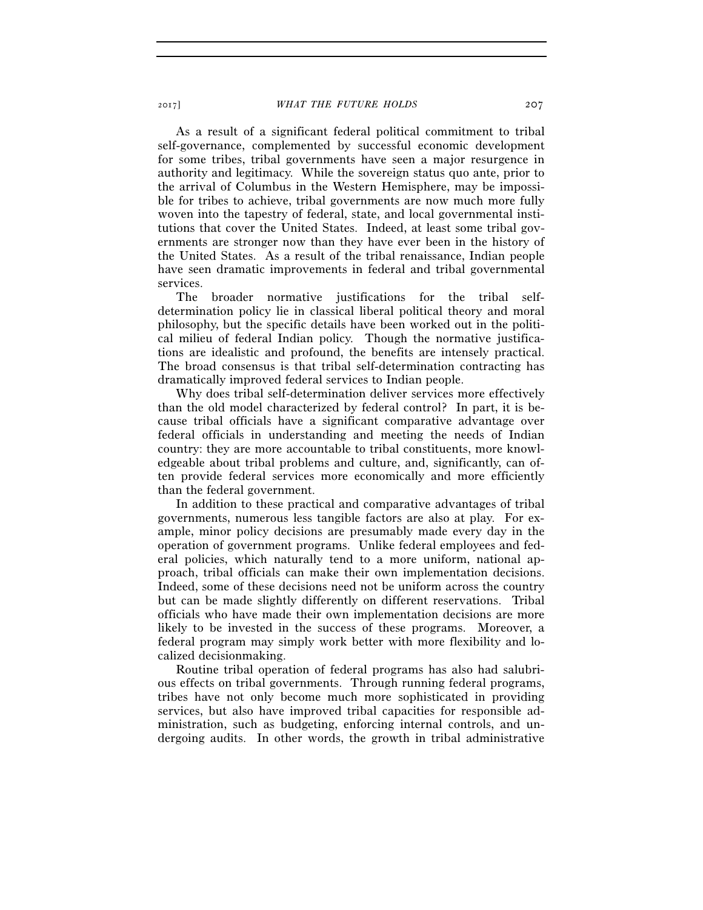As a result of a significant federal political commitment to tribal self-governance, complemented by successful economic development for some tribes, tribal governments have seen a major resurgence in authority and legitimacy. While the sovereign status quo ante, prior to the arrival of Columbus in the Western Hemisphere, may be impossible for tribes to achieve, tribal governments are now much more fully woven into the tapestry of federal, state, and local governmental institutions that cover the United States. Indeed, at least some tribal governments are stronger now than they have ever been in the history of the United States. As a result of the tribal renaissance, Indian people have seen dramatic improvements in federal and tribal governmental services.

The broader normative justifications for the tribal self-determination policy lie in classical liberal political theory and moral philosophy, but the specific details have been worked out in the political milieu of federal Indian policy. Though the normative justifications are idealistic and profound, the benefits are intensely practical. The broad consensus is that tribal self-determination contracting has dramatically improved federal services to Indian people.

Why does tribal self-determination deliver services more effectively than the old model characterized by federal control? In part, it is because tribal officials have a significant comparative advantage over federal officials in understanding and meeting the needs of Indian country: they are more accountable to tribal constituents, more knowledgeable about tribal problems and culture, and, significantly, can often provide federal services more economically and more efficiently than the federal government.

In addition to these practical and comparative advantages of tribal governments, numerous less tangible factors are also at play. For example, minor policy decisions are presumably made every day in the operation of government programs. Unlike federal employees and federal policies, which naturally tend to a more uniform, national approach, tribal officials can make their own implementation decisions. Indeed, some of these decisions need not be uniform across the country but can be made slightly differently on different reservations. Tribal officials who have made their own implementation decisions are more likely to be invested in the success of these programs. Moreover, a federal program may simply work better with more flexibility and localized decisionmaking.

Routine tribal operation of federal programs has also had salubrious effects on tribal governments. Through running federal programs, tribes have not only become much more sophisticated in providing services, but also have improved tribal capacities for responsible administration, such as budgeting, enforcing internal controls, and undergoing audits. In other words, the growth in tribal administrative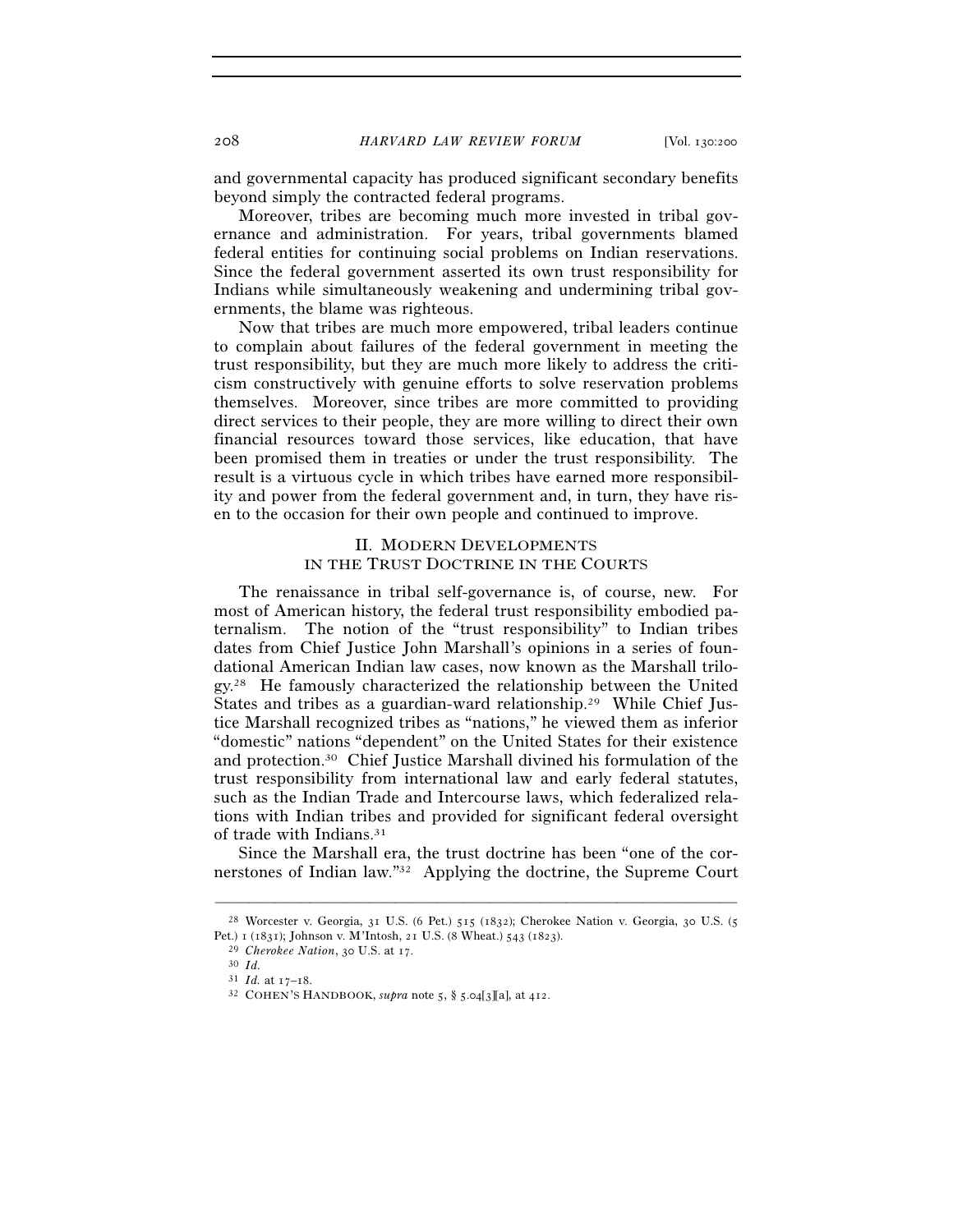and governmental capacity has produced significant secondary benefits beyond simply the contracted federal programs.

Moreover, tribes are becoming much more invested in tribal governance and administration. For years, tribal governments blamed federal entities for continuing social problems on Indian reservations. Since the federal government asserted its own trust responsibility for Indians while simultaneously weakening and undermining tribal governments, the blame was righteous.

Now that tribes are much more empowered, tribal leaders continue to complain about failures of the federal government in meeting the trust responsibility, but they are much more likely to address the criticism constructively with genuine efforts to solve reservation problems themselves. Moreover, since tribes are more committed to providing direct services to their people, they are more willing to direct their own financial resources toward those services, like education, that have been promised them in treaties or under the trust responsibility. The result is a virtuous cycle in which tribes have earned more responsibility and power from the federal government and, in turn, they have risen to the occasion for their own people and continued to improve.

## II. MODERN DEVELOPMENTS IN THE TRUST DOCTRINE IN THE COURTS

The renaissance in tribal self-governance is, of course, new. For most of American history, the federal trust responsibility embodied paternalism. The notion of the "trust responsibility" to Indian tribes dates from Chief Justice John Marshall's opinions in a series of foundational American Indian law cases, now known as the Marshall trilogy.[28] He famously characterized the relationship between the United States and tribes as a guardian-ward relationship.[29] While Chief Justice Marshall recognized tribes as "nations," he viewed them as inferior "domestic" nations "dependent" on the United States for their existence and protection.[30] Chief Justice Marshall divined his formulation of the trust responsibility from international law and early federal statutes, such as the Indian Trade and Intercourse laws, which federalized relations with Indian tribes and provided for significant federal oversight of trade with Indians.[31]

Since the Marshall era, the trust doctrine has been "one of the cornerstones of Indian law."[32] Applying the doctrine, the Supreme Court

---

[28] Worcester v. Georgia, 31 U.S. (6 Pet.) 515 (1832); Cherokee Nation v. Georgia, 30 U.S. (5 Pet.) 1 (1831); Johnson v. M'Intosh, 21 U.S. (8 Wheat.) 543 (1823).

[29] *Cherokee Nation*, 30 U.S. at 17.

[30] *Id.*

[31] *Id.* at 17–18.

[32] COHEN'S HANDBOOK, *supra* note 5, § 5.04[3][a], at 412.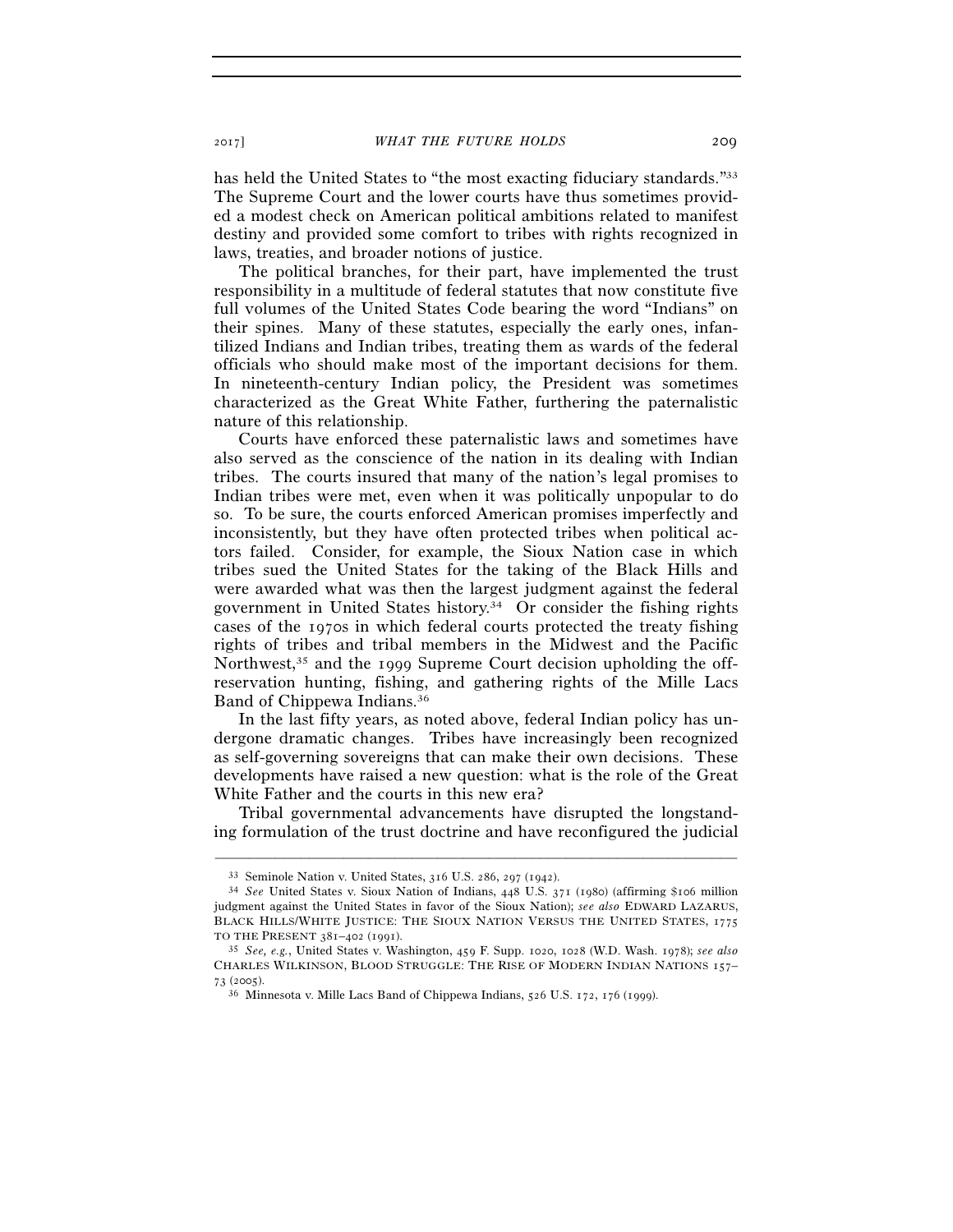has held the United States to "the most exacting fiduciary standards."[33] The Supreme Court and the lower courts have thus sometimes provided a modest check on American political ambitions related to manifest destiny and provided some comfort to tribes with rights recognized in laws, treaties, and broader notions of justice.

The political branches, for their part, have implemented the trust responsibility in a multitude of federal statutes that now constitute five full volumes of the United States Code bearing the word "Indians" on their spines. Many of these statutes, especially the early ones, infantilized Indians and Indian tribes, treating them as wards of the federal officials who should make most of the important decisions for them. In nineteenth-century Indian policy, the President was sometimes characterized as the Great White Father, furthering the paternalistic nature of this relationship.

Courts have enforced these paternalistic laws and sometimes have also served as the conscience of the nation in its dealing with Indian tribes. The courts insured that many of the nation's legal promises to Indian tribes were met, even when it was politically unpopular to do so. To be sure, the courts enforced American promises imperfectly and inconsistently, but they have often protected tribes when political actors failed. Consider, for example, the Sioux Nation case in which tribes sued the United States for the taking of the Black Hills and were awarded what was then the largest judgment against the federal government in United States history.[34] Or consider the fishing rights cases of the 1970s in which federal courts protected the treaty fishing rights of tribes and tribal members in the Midwest and the Pacific Northwest,[35] and the 1999 Supreme Court decision upholding the off-reservation hunting, fishing, and gathering rights of the Mille Lacs Band of Chippewa Indians.[36]

In the last fifty years, as noted above, federal Indian policy has undergone dramatic changes. Tribes have increasingly been recognized as self-governing sovereigns that can make their own decisions. These developments have raised a new question: what is the role of the Great White Father and the courts in this new era?

Tribal governmental advancements have disrupted the longstanding formulation of the trust doctrine and have reconfigured the judicial

---

[33] Seminole Nation v. United States, 316 U.S. 286, 297 (1942).

[34] *See* United States v. Sioux Nation of Indians, 448 U.S. 371 (1980) (affirming $106 million judgment against the United States in favor of the Sioux Nation); *see also* EDWARD LAZARUS, BLACK HILLS/WHITE JUSTICE: THE SIOUX NATION VERSUS THE UNITED STATES, 1775 TO THE PRESENT 381–402 (1991).

[35] *See, e.g.*, United States v. Washington, 459 F. Supp. 1020, 1028 (W.D. Wash. 1978); *see also* CHARLES WILKINSON, BLOOD STRUGGLE: THE RISE OF MODERN INDIAN NATIONS 157–73 (2005).

[36] Minnesota v. Mille Lacs Band of Chippewa Indians, 526 U.S. 172, 176 (1999).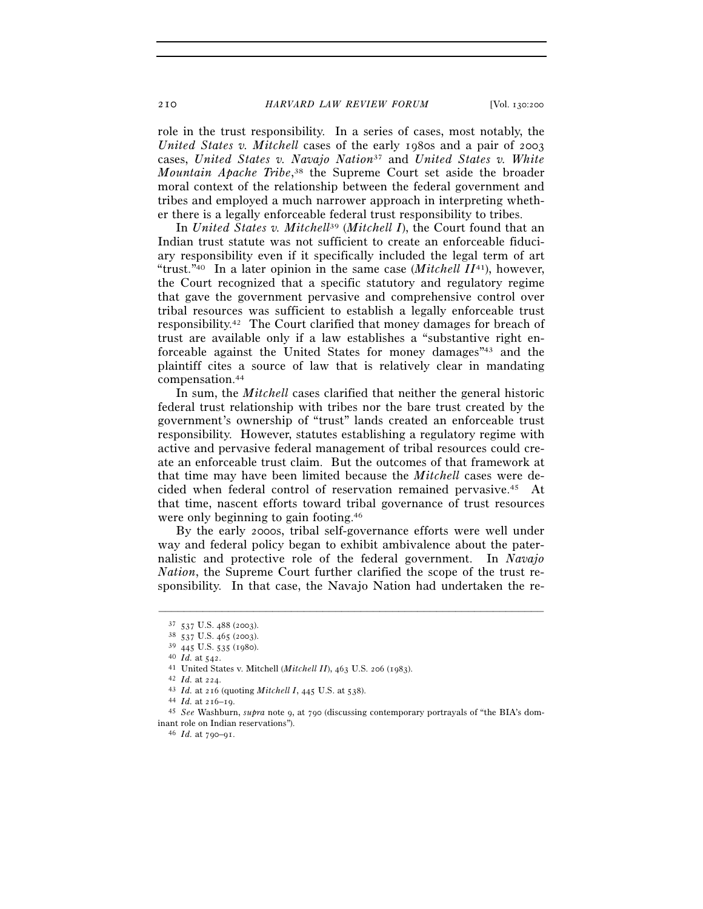role in the trust responsibility. In a series of cases, most notably, the *United States v. Mitchell* cases of the early 1980s and a pair of 2003 cases, *United States v. Navajo Nation*[37] and *United States v. White Mountain Apache Tribe*,[38] the Supreme Court set aside the broader moral context of the relationship between the federal government and tribes and employed a much narrower approach in interpreting whether there is a legally enforceable federal trust responsibility to tribes.

In *United States v. Mitchell*[39] (*Mitchell I*), the Court found that an Indian trust statute was not sufficient to create an enforceable fiduciary responsibility even if it specifically included the legal term of art "trust."[40] In a later opinion in the same case (*Mitchell II*[41]), however, the Court recognized that a specific statutory and regulatory regime that gave the government pervasive and comprehensive control over tribal resources was sufficient to establish a legally enforceable trust responsibility.[42] The Court clarified that money damages for breach of trust are available only if a law establishes a "substantive right enforceable against the United States for money damages"[43] and the plaintiff cites a source of law that is relatively clear in mandating compensation.[44]

In sum, the *Mitchell* cases clarified that neither the general historic federal trust relationship with tribes nor the bare trust created by the government's ownership of "trust" lands created an enforceable trust responsibility. However, statutes establishing a regulatory regime with active and pervasive federal management of tribal resources could create an enforceable trust claim. But the outcomes of that framework at that time may have been limited because the *Mitchell* cases were decided when federal control of reservation remained pervasive.[45] At that time, nascent efforts toward tribal governance of trust resources were only beginning to gain footing.[46]

By the early 2000s, tribal self-governance efforts were well under way and federal policy began to exhibit ambivalence about the paternalistic and protective role of the federal government. In *Navajo Nation*, the Supreme Court further clarified the scope of the trust responsibility. In that case, the Navajo Nation had undertaken the re-

---

[37] 537 U.S. 488 (2003).

[38] 537 U.S. 465 (2003).

[39] 445 U.S. 535 (1980).

[40] *Id.* at 542.

[41] United States v. Mitchell (*Mitchell II*), 463 U.S. 206 (1983).

[42] *Id.* at 224.

[43] *Id.* at 216 (quoting *Mitchell I*, 445 U.S. at 538).

[44] *Id.* at 216–19.

[45] *See* Washburn, *supra* note 9, at 790 (discussing contemporary portrayals of "the BIA's dominant role on Indian reservations").

[46] *Id.* at 790–91.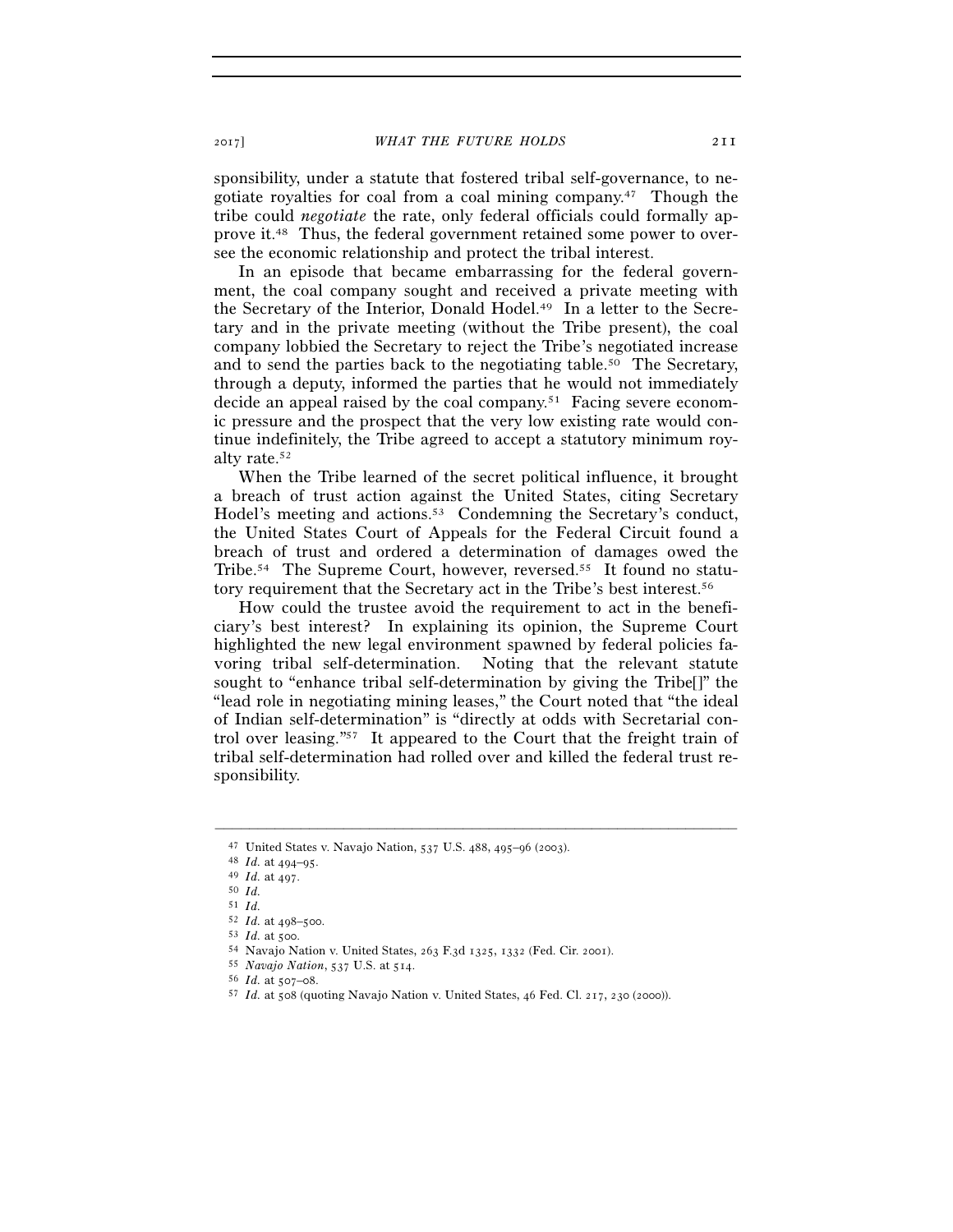sponsibility, under a statute that fostered tribal self-governance, to negotiate royalties for coal from a coal mining company.[47] Though the tribe could *negotiate* the rate, only federal officials could formally approve it.[48] Thus, the federal government retained some power to oversee the economic relationship and protect the tribal interest.

In an episode that became embarrassing for the federal government, the coal company sought and received a private meeting with the Secretary of the Interior, Donald Hodel.[49] In a letter to the Secretary and in the private meeting (without the Tribe present), the coal company lobbied the Secretary to reject the Tribe's negotiated increase and to send the parties back to the negotiating table.[50] The Secretary, through a deputy, informed the parties that he would not immediately decide an appeal raised by the coal company.[51] Facing severe economic pressure and the prospect that the very low existing rate would continue indefinitely, the Tribe agreed to accept a statutory minimum royalty rate.[52]

When the Tribe learned of the secret political influence, it brought a breach of trust action against the United States, citing Secretary Hodel's meeting and actions.[53] Condemning the Secretary's conduct, the United States Court of Appeals for the Federal Circuit found a breach of trust and ordered a determination of damages owed the Tribe.[54] The Supreme Court, however, reversed.[55] It found no statutory requirement that the Secretary act in the Tribe's best interest.[56]

How could the trustee avoid the requirement to act in the beneficiary's best interest? In explaining its opinion, the Supreme Court highlighted the new legal environment spawned by federal policies favoring tribal self-determination. Noting that the relevant statute sought to "enhance tribal self-determination by giving the Tribe[]" the "lead role in negotiating mining leases," the Court noted that "the ideal of Indian self-determination" is "directly at odds with Secretarial control over leasing."[57] It appeared to the Court that the freight train of tribal self-determination had rolled over and killed the federal trust responsibility.

---

[47] United States v. Navajo Nation, 537 U.S. 488, 495–96 (2003).
[48] *Id.* at 494–95.
[49] *Id.* at 497.
[50] *Id.*
[51] *Id.*
[52] *Id.* at 498–500.
[53] *Id.* at 500.
[54] Navajo Nation v. United States, 263 F.3d 1325, 1332 (Fed. Cir. 2001).
[55] *Navajo Nation*, 537 U.S. at 514.
[56] *Id.* at 507–08.
[57] *Id.* at 508 (quoting Navajo Nation v. United States, 46 Fed. Cl. 217, 230 (2000)).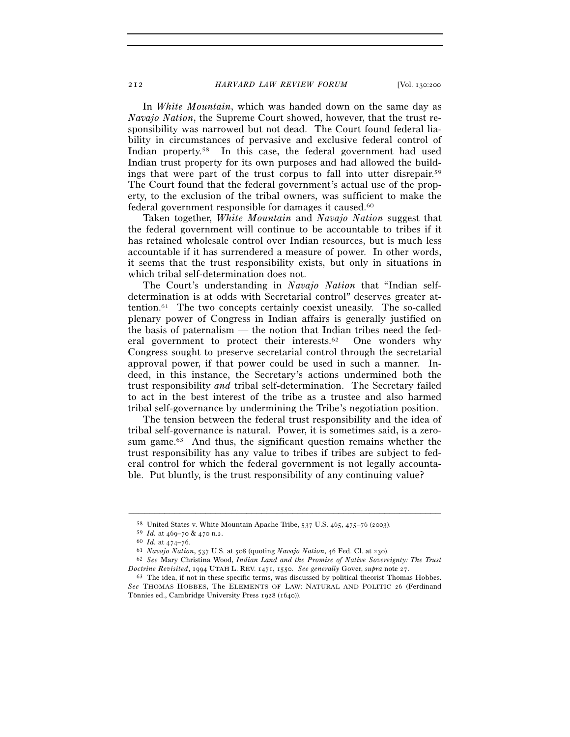In *White Mountain*, which was handed down on the same day as *Navajo Nation*, the Supreme Court showed, however, that the trust responsibility was narrowed but not dead. The Court found federal liability in circumstances of pervasive and exclusive federal control of Indian property.[58] In this case, the federal government had used Indian trust property for its own purposes and had allowed the buildings that were part of the trust corpus to fall into utter disrepair.[59] The Court found that the federal government's actual use of the property, to the exclusion of the tribal owners, was sufficient to make the federal government responsible for damages it caused.[60]

Taken together, *White Mountain* and *Navajo Nation* suggest that the federal government will continue to be accountable to tribes if it has retained wholesale control over Indian resources, but is much less accountable if it has surrendered a measure of power. In other words, it seems that the trust responsibility exists, but only in situations in which tribal self-determination does not.

The Court's understanding in *Navajo Nation* that "Indian self-determination is at odds with Secretarial control" deserves greater attention.[61] The two concepts certainly coexist uneasily. The so-called plenary power of Congress in Indian affairs is generally justified on the basis of paternalism — the notion that Indian tribes need the federal government to protect their interests.[62] One wonders why Congress sought to preserve secretarial control through the secretarial approval power, if that power could be used in such a manner. Indeed, in this instance, the Secretary's actions undermined both the trust responsibility *and* tribal self-determination. The Secretary failed to act in the best interest of the tribe as a trustee and also harmed tribal self-governance by undermining the Tribe's negotiation position.

The tension between the federal trust responsibility and the idea of tribal self-governance is natural. Power, it is sometimes said, is a zero-sum game.[63] And thus, the significant question remains whether the trust responsibility has any value to tribes if tribes are subject to federal control for which the federal government is not legally accountable. Put bluntly, is the trust responsibility of any continuing value?

---

[58] United States v. White Mountain Apache Tribe, 537 U.S. 465, 475–76 (2003).

[59] *Id.* at 469–70 & 470 n.2.

[60] *Id.* at 474–76.

[61] *Navajo Nation*, 537 U.S. at 508 (quoting *Navajo Nation*, 46 Fed. Cl. at 230).

[62] *See* Mary Christina Wood, *Indian Land and the Promise of Native Sovereignty: The Trust Doctrine Revisited*, 1994 UTAH L. REV. 1471, 1550. *See generally* Gover, *supra* note 27.

[63] The idea, if not in these specific terms, was discussed by political theorist Thomas Hobbes. *See* THOMAS HOBBES, The ELEMENTS OF LAW: NATURAL AND POLITIC 26 (Ferdinand Tönnies ed., Cambridge University Press 1928 (1640)).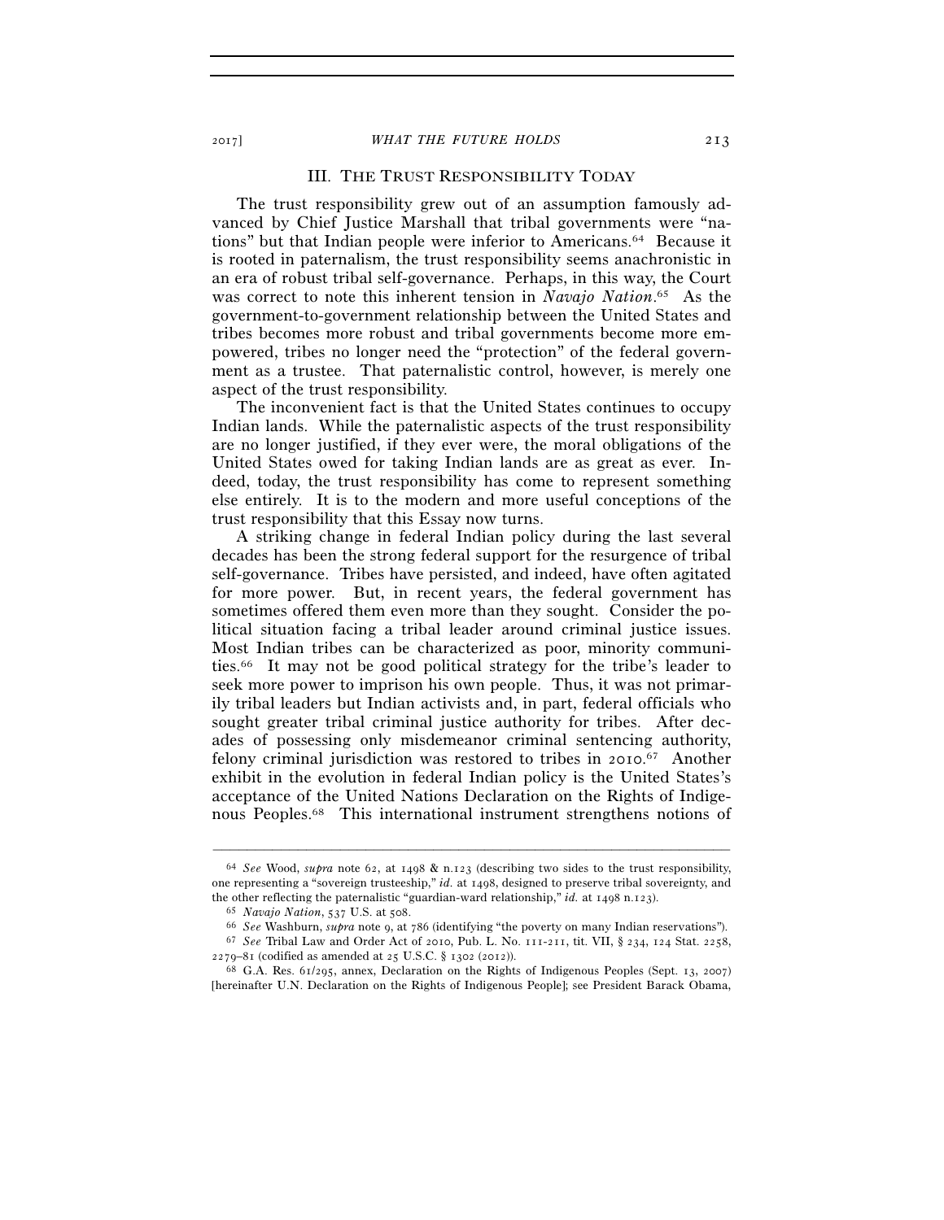## III. The Trust Responsibility Today

The trust responsibility grew out of an assumption famously advanced by Chief Justice Marshall that tribal governments were "nations" but that Indian people were inferior to Americans.[64] Because it is rooted in paternalism, the trust responsibility seems anachronistic in an era of robust tribal self-governance. Perhaps, in this way, the Court was correct to note this inherent tension in *Navajo Nation*.[65] As the government-to-government relationship between the United States and tribes becomes more robust and tribal governments become more empowered, tribes no longer need the "protection" of the federal government as a trustee. That paternalistic control, however, is merely one aspect of the trust responsibility.

The inconvenient fact is that the United States continues to occupy Indian lands. While the paternalistic aspects of the trust responsibility are no longer justified, if they ever were, the moral obligations of the United States owed for taking Indian lands are as great as ever. Indeed, today, the trust responsibility has come to represent something else entirely. It is to the modern and more useful conceptions of the trust responsibility that this Essay now turns.

A striking change in federal Indian policy during the last several decades has been the strong federal support for the resurgence of tribal self-governance. Tribes have persisted, and indeed, have often agitated for more power. But, in recent years, the federal government has sometimes offered them even more than they sought. Consider the political situation facing a tribal leader around criminal justice issues. Most Indian tribes can be characterized as poor, minority communities.[66] It may not be good political strategy for the tribe's leader to seek more power to imprison his own people. Thus, it was not primarily tribal leaders but Indian activists and, in part, federal officials who sought greater tribal criminal justice authority for tribes. After decades of possessing only misdemeanor criminal sentencing authority, felony criminal jurisdiction was restored to tribes in 2010.[67] Another exhibit in the evolution in federal Indian policy is the United States's acceptance of the United Nations Declaration on the Rights of Indigenous Peoples.[68] This international instrument strengthens notions of

---

[64] *See* Wood, *supra* note 62, at 1498 & n.123 (describing two sides to the trust responsibility, one representing a "sovereign trusteeship," *id.* at 1498, designed to preserve tribal sovereignty, and the other reflecting the paternalistic "guardian-ward relationship," *id.* at 1498 n.123).

[65] *Navajo Nation*, 537 U.S. at 508.

[66] *See* Washburn, *supra* note 9, at 786 (identifying "the poverty on many Indian reservations").

[67] *See* Tribal Law and Order Act of 2010, Pub. L. No. 111-211, tit. VII, § 234, 124 Stat. 2258, 2279–81 (codified as amended at 25 U.S.C. § 1302 (2012)).

[68] G.A. Res. 61/295, annex, Declaration on the Rights of Indigenous Peoples (Sept. 13, 2007) [hereinafter U.N. Declaration on the Rights of Indigenous People]; see President Barack Obama,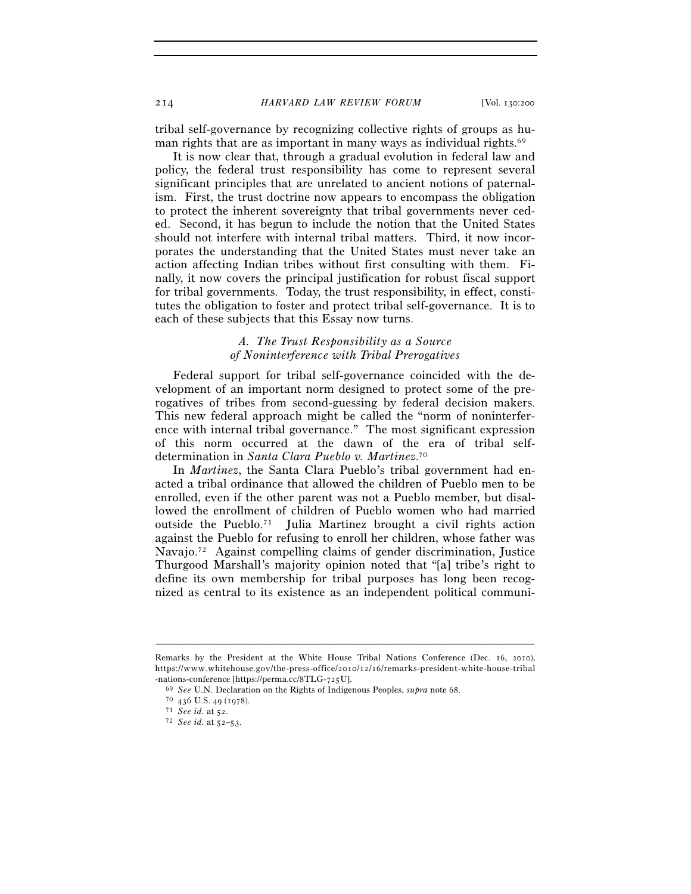tribal self-governance by recognizing collective rights of groups as human rights that are as important in many ways as individual rights.[69]

It is now clear that, through a gradual evolution in federal law and policy, the federal trust responsibility has come to represent several significant principles that are unrelated to ancient notions of paternalism. First, the trust doctrine now appears to encompass the obligation to protect the inherent sovereignty that tribal governments never ceded. Second, it has begun to include the notion that the United States should not interfere with internal tribal matters. Third, it now incorporates the understanding that the United States must never take an action affecting Indian tribes without first consulting with them. Finally, it now covers the principal justification for robust fiscal support for tribal governments. Today, the trust responsibility, in effect, constitutes the obligation to foster and protect tribal self-governance. It is to each of these subjects that this Essay now turns.

### *A. The Trust Responsibility as a Source of Noninterference with Tribal Prerogatives*

Federal support for tribal self-governance coincided with the development of an important norm designed to protect some of the prerogatives of tribes from second-guessing by federal decision makers. This new federal approach might be called the "norm of noninterference with internal tribal governance." The most significant expression of this norm occurred at the dawn of the era of tribal self-determination in *Santa Clara Pueblo v. Martinez*.[70]

In *Martinez*, the Santa Clara Pueblo's tribal government had enacted a tribal ordinance that allowed the children of Pueblo men to be enrolled, even if the other parent was not a Pueblo member, but disallowed the enrollment of children of Pueblo women who had married outside the Pueblo.[71] Julia Martinez brought a civil rights action against the Pueblo for refusing to enroll her children, whose father was Navajo.[72] Against compelling claims of gender discrimination, Justice Thurgood Marshall's majority opinion noted that "[a] tribe's right to define its own membership for tribal purposes has long been recognized as central to its existence as an independent political communi-

---

Remarks by the President at the White House Tribal Nations Conference (Dec. 16, 2010), https://www.whitehouse.gov/the-press-office/2010/12/16/remarks-president-white-house-tribal-nations-conference [https://perma.cc/8TLG-725U].

[69] *See* U.N. Declaration on the Rights of Indigenous Peoples, *supra* note 68.

[70] 436 U.S. 49 (1978).

[71] *See id.* at 52.

[72] *See id.* at 52–53.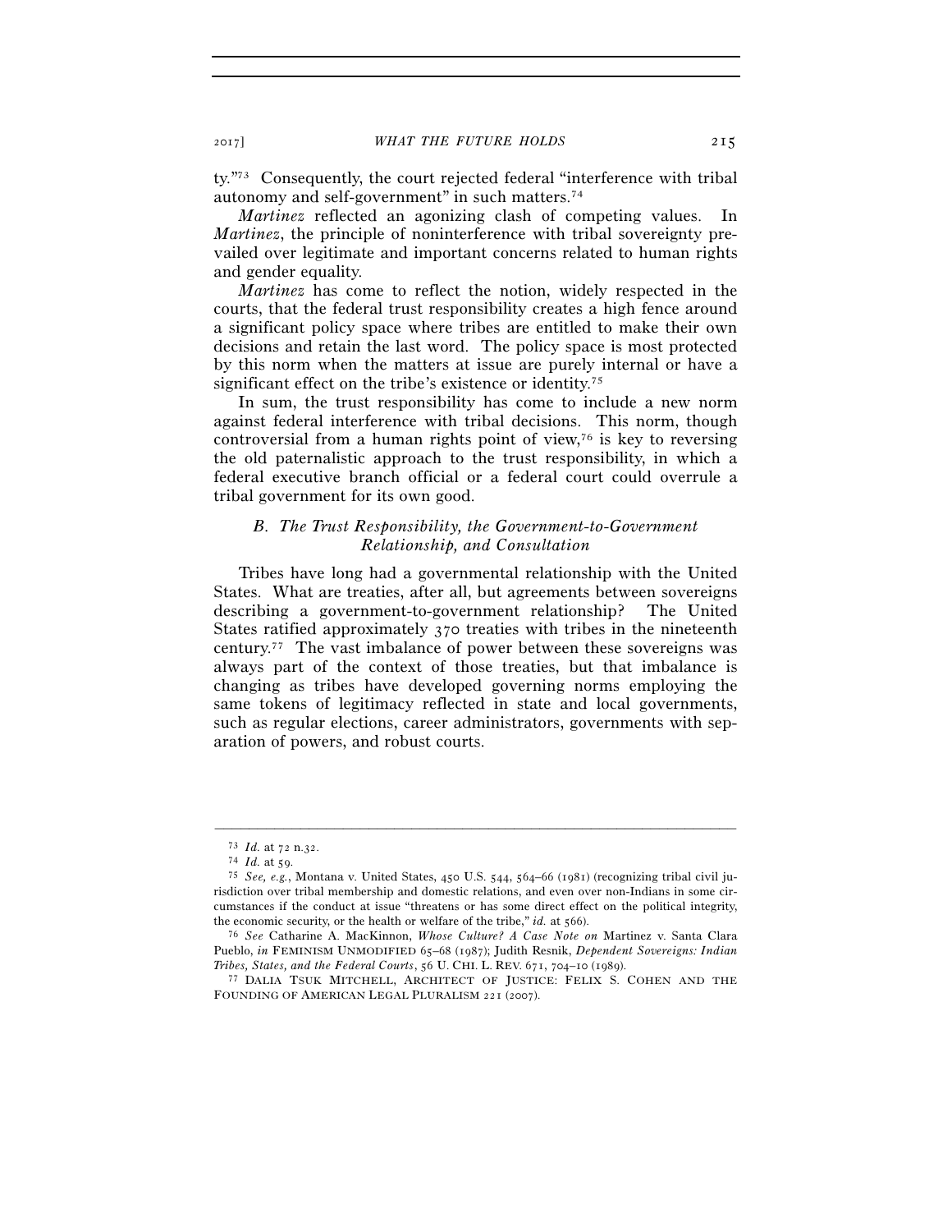ty."[73] Consequently, the court rejected federal "interference with tribal autonomy and self-government" in such matters.[74]

*Martinez* reflected an agonizing clash of competing values. In *Martinez*, the principle of noninterference with tribal sovereignty prevailed over legitimate and important concerns related to human rights and gender equality.

*Martinez* has come to reflect the notion, widely respected in the courts, that the federal trust responsibility creates a high fence around a significant policy space where tribes are entitled to make their own decisions and retain the last word. The policy space is most protected by this norm when the matters at issue are purely internal or have a significant effect on the tribe's existence or identity.[75]

In sum, the trust responsibility has come to include a new norm against federal interference with tribal decisions. This norm, though controversial from a human rights point of view,[76] is key to reversing the old paternalistic approach to the trust responsibility, in which a federal executive branch official or a federal court could overrule a tribal government for its own good.

### *B. The Trust Responsibility, the Government-to-Government Relationship, and Consultation*

Tribes have long had a governmental relationship with the United States. What are treaties, after all, but agreements between sovereigns describing a government-to-government relationship? The United States ratified approximately 370 treaties with tribes in the nineteenth century.[77] The vast imbalance of power between these sovereigns was always part of the context of those treaties, but that imbalance is changing as tribes have developed governing norms employing the same tokens of legitimacy reflected in state and local governments, such as regular elections, career administrators, governments with separation of powers, and robust courts.

---

[73] *Id.* at 72 n.32.

[74] *Id.* at 59.

[75] *See, e.g.*, Montana v. United States, 450 U.S. 544, 564–66 (1981) (recognizing tribal civil jurisdiction over tribal membership and domestic relations, and even over non-Indians in some circumstances if the conduct at issue "threatens or has some direct effect on the political integrity, the economic security, or the health or welfare of the tribe," *id.* at 566).

[76] *See* Catharine A. MacKinnon, *Whose Culture? A Case Note on* Martinez v. Santa Clara Pueblo, *in* FEMINISM UNMODIFIED 65–68 (1987); Judith Resnik, *Dependent Sovereigns: Indian Tribes, States, and the Federal Courts*, 56 U. CHI. L. REV. 671, 704–10 (1989).

[77] DALIA TSUK MITCHELL, ARCHITECT OF JUSTICE: FELIX S. COHEN AND THE FOUNDING OF AMERICAN LEGAL PLURALISM 221 (2007).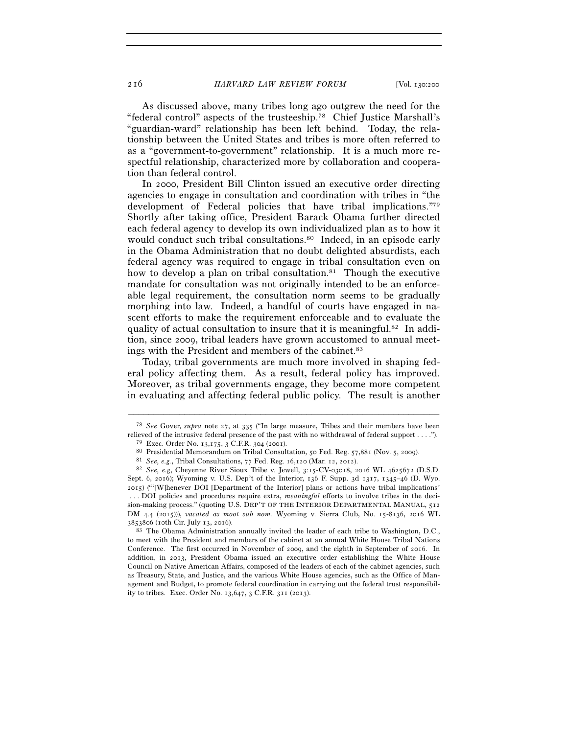As discussed above, many tribes long ago outgrew the need for the "federal control" aspects of the trusteeship.[78] Chief Justice Marshall's "guardian-ward" relationship has been left behind. Today, the relationship between the United States and tribes is more often referred to as a "government-to-government" relationship. It is a much more respectful relationship, characterized more by collaboration and cooperation than federal control.

In 2000, President Bill Clinton issued an executive order directing agencies to engage in consultation and coordination with tribes in "the development of Federal policies that have tribal implications."[79] Shortly after taking office, President Barack Obama further directed each federal agency to develop its own individualized plan as to how it would conduct such tribal consultations.[80] Indeed, in an episode early in the Obama Administration that no doubt delighted absurdists, each federal agency was required to engage in tribal consultation even on how to develop a plan on tribal consultation.[81] Though the executive mandate for consultation was not originally intended to be an enforceable legal requirement, the consultation norm seems to be gradually morphing into law. Indeed, a handful of courts have engaged in nascent efforts to make the requirement enforceable and to evaluate the quality of actual consultation to insure that it is meaningful.[82] In addition, since 2009, tribal leaders have grown accustomed to annual meetings with the President and members of the cabinet.[83]

Today, tribal governments are much more involved in shaping federal policy affecting them. As a result, federal policy has improved. Moreover, as tribal governments engage, they become more competent in evaluating and affecting federal public policy. The result is another

---

[78] *See* Gover, *supra* note 27, at 335 ("In large measure, Tribes and their members have been relieved of the intrusive federal presence of the past with no withdrawal of federal support . . . .").

[79] Exec. Order No. 13,175, 3 C.F.R. 304 (2001).

[80] Presidential Memorandum on Tribal Consultation, 50 Fed. Reg. 57,881 (Nov. 5, 2009).

[81] *See, e.g.*, Tribal Consultations, 77 Fed. Reg. 16,120 (Mar. 12, 2012).

[82] *See, e.g*, Cheyenne River Sioux Tribe v. Jewell, 3:15-CV-03018, 2016 WL 4625672 (D.S.D. Sept. 6, 2016); Wyoming v. U.S. Dep't of the Interior, 136 F. Supp. 3d 1317, 1345–46 (D. Wyo. 2015) ("'[W]henever DOI [Department of the Interior] plans or actions have tribal implications' . . . DOI policies and procedures require extra, *meaningful* efforts to involve tribes in the decision-making process." (quoting U.S. DEP'T OF THE INTERIOR DEPARTMENTAL MANUAL, 512 DM 4.4 (2015))), *vacated as moot sub nom.* Wyoming v. Sierra Club, No. 15-8136, 2016 WL 3853806 (10th Cir. July 13, 2016).

[83] The Obama Administration annually invited the leader of each tribe to Washington, D.C., to meet with the President and members of the cabinet at an annual White House Tribal Nations Conference. The first occurred in November of 2009, and the eighth in September of 2016. In addition, in 2013, President Obama issued an executive order establishing the White House Council on Native American Affairs, composed of the leaders of each of the cabinet agencies, such as Treasury, State, and Justice, and the various White House agencies, such as the Office of Management and Budget, to promote federal coordination in carrying out the federal trust responsibility to tribes. Exec. Order No. 13,647, 3 C.F.R. 311 (2013).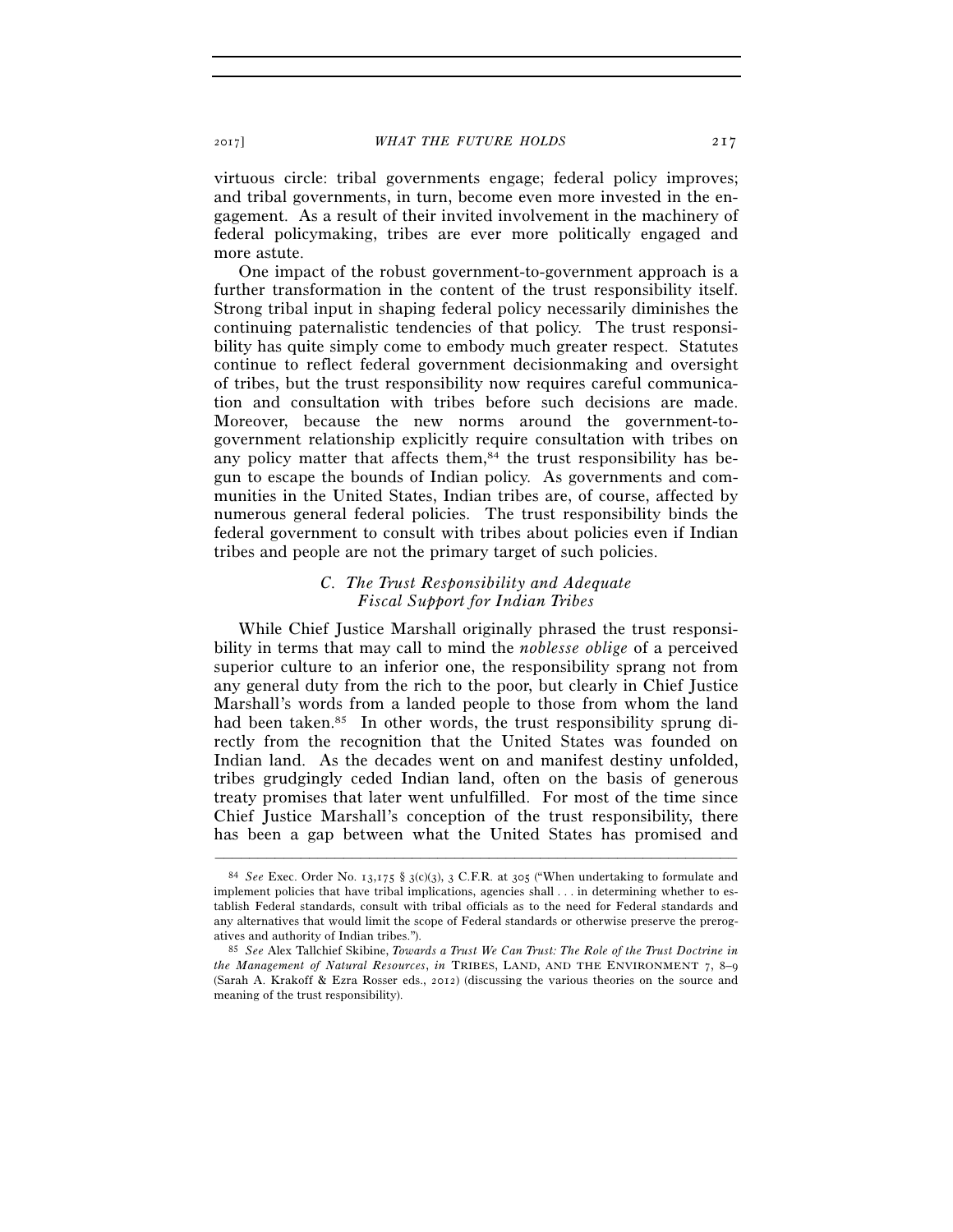virtuous circle: tribal governments engage; federal policy improves; and tribal governments, in turn, become even more invested in the engagement. As a result of their invited involvement in the machinery of federal policymaking, tribes are ever more politically engaged and more astute.

One impact of the robust government-to-government approach is a further transformation in the content of the trust responsibility itself. Strong tribal input in shaping federal policy necessarily diminishes the continuing paternalistic tendencies of that policy. The trust responsibility has quite simply come to embody much greater respect. Statutes continue to reflect federal government decisionmaking and oversight of tribes, but the trust responsibility now requires careful communication and consultation with tribes before such decisions are made. Moreover, because the new norms around the government-to-government relationship explicitly require consultation with tribes on any policy matter that affects them,[84] the trust responsibility has begun to escape the bounds of Indian policy. As governments and communities in the United States, Indian tribes are, of course, affected by numerous general federal policies. The trust responsibility binds the federal government to consult with tribes about policies even if Indian tribes and people are not the primary target of such policies.

### *C. The Trust Responsibility and Adequate Fiscal Support for Indian Tribes*

While Chief Justice Marshall originally phrased the trust responsibility in terms that may call to mind the *noblesse oblige* of a perceived superior culture to an inferior one, the responsibility sprang not from any general duty from the rich to the poor, but clearly in Chief Justice Marshall's words from a landed people to those from whom the land had been taken.[85] In other words, the trust responsibility sprung directly from the recognition that the United States was founded on Indian land. As the decades went on and manifest destiny unfolded, tribes grudgingly ceded Indian land, often on the basis of generous treaty promises that later went unfulfilled. For most of the time since Chief Justice Marshall's conception of the trust responsibility, there has been a gap between what the United States has promised and

---

[84] *See* Exec. Order No. 13,175 § 3(c)(3), 3 C.F.R. at 305 ("When undertaking to formulate and implement policies that have tribal implications, agencies shall . . . in determining whether to establish Federal standards, consult with tribal officials as to the need for Federal standards and any alternatives that would limit the scope of Federal standards or otherwise preserve the prerogatives and authority of Indian tribes.").

[85] *See* Alex Tallchief Skibine, *Towards a Trust We Can Trust: The Role of the Trust Doctrine in the Management of Natural Resources*, *in* TRIBES, LAND, AND THE ENVIRONMENT 7, 8–9 (Sarah A. Krakoff & Ezra Rosser eds., 2012) (discussing the various theories on the source and meaning of the trust responsibility).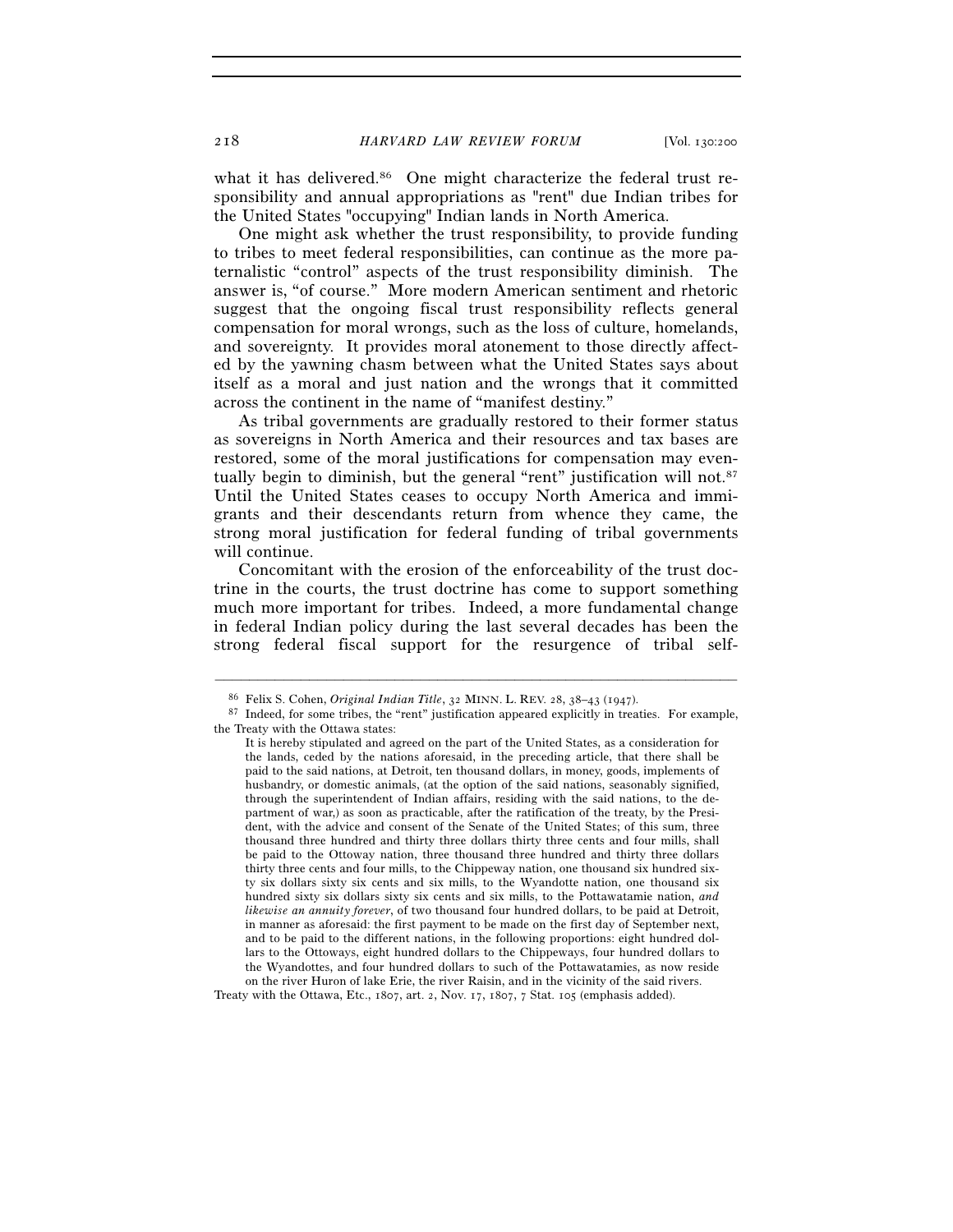what it has delivered.[86] One might characterize the federal trust responsibility and annual appropriations as "rent" due Indian tribes for the United States "occupying" Indian lands in North America.

One might ask whether the trust responsibility, to provide funding to tribes to meet federal responsibilities, can continue as the more paternalistic "control" aspects of the trust responsibility diminish. The answer is, "of course." More modern American sentiment and rhetoric suggest that the ongoing fiscal trust responsibility reflects general compensation for moral wrongs, such as the loss of culture, homelands, and sovereignty. It provides moral atonement to those directly affected by the yawning chasm between what the United States says about itself as a moral and just nation and the wrongs that it committed across the continent in the name of "manifest destiny."

As tribal governments are gradually restored to their former status as sovereigns in North America and their resources and tax bases are restored, some of the moral justifications for compensation may eventually begin to diminish, but the general "rent" justification will not.[87] Until the United States ceases to occupy North America and immigrants and their descendants return from whence they came, the strong moral justification for federal funding of tribal governments will continue.

Concomitant with the erosion of the enforceability of the trust doctrine in the courts, the trust doctrine has come to support something much more important for tribes. Indeed, a more fundamental change in federal Indian policy during the last several decades has been the strong federal fiscal support for the resurgence of tribal self-

---

[86] Felix S. Cohen, *Original Indian Title*, 32 MINN. L. REV. 28, 38–43 (1947).

[87] Indeed, for some tribes, the "rent" justification appeared explicitly in treaties. For example, the Treaty with the Ottawa states:

> It is hereby stipulated and agreed on the part of the United States, as a consideration for the lands, ceded by the nations aforesaid, in the preceding article, that there shall be paid to the said nations, at Detroit, ten thousand dollars, in money, goods, implements of husbandry, or domestic animals, (at the option of the said nations, seasonably signified, through the superintendent of Indian affairs, residing with the said nations, to the department of war,) as soon as practicable, after the ratification of the treaty, by the President, with the advice and consent of the Senate of the United States; of this sum, three thousand three hundred and thirty three dollars thirty three cents and four mills, shall be paid to the Ottoway nation, three thousand three hundred and thirty three dollars thirty three cents and four mills, to the Chippeway nation, one thousand six hundred sixty six dollars sixty six cents and six mills, to the Wyandotte nation, one thousand six hundred sixty six dollars sixty six cents and six mills, to the Pottawatamie nation, *and likewise an annuity forever*, of two thousand four hundred dollars, to be paid at Detroit, in manner as aforesaid: the first payment to be made on the first day of September next, and to be paid to the different nations, in the following proportions: eight hundred dollars to the Ottoways, eight hundred dollars to the Chippeways, four hundred dollars to the Wyandottes, and four hundred dollars to such of the Pottawatamies, as now reside on the river Huron of lake Erie, the river Raisin, and in the vicinity of the said rivers.

Treaty with the Ottawa, Etc., 1807, art. 2, Nov. 17, 1807, 7 Stat. 105 (emphasis added).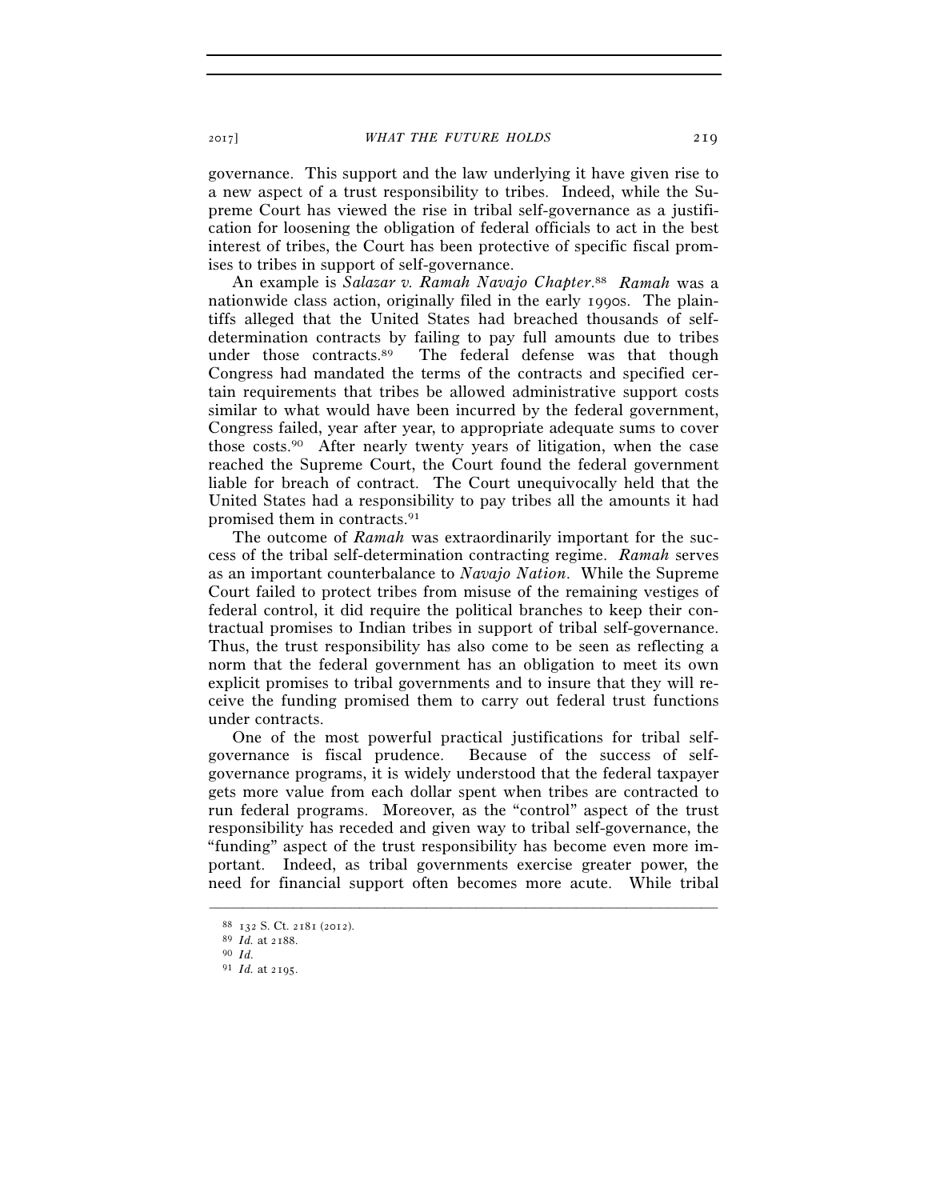governance. This support and the law underlying it have given rise to a new aspect of a trust responsibility to tribes. Indeed, while the Supreme Court has viewed the rise in tribal self-governance as a justification for loosening the obligation of federal officials to act in the best interest of tribes, the Court has been protective of specific fiscal promises to tribes in support of self-governance.

An example is *Salazar v. Ramah Navajo Chapter*.[88] *Ramah* was a nationwide class action, originally filed in the early 1990s. The plaintiffs alleged that the United States had breached thousands of self-determination contracts by failing to pay full amounts due to tribes under those contracts.[89] The federal defense was that though Congress had mandated the terms of the contracts and specified certain requirements that tribes be allowed administrative support costs similar to what would have been incurred by the federal government, Congress failed, year after year, to appropriate adequate sums to cover those costs.[90] After nearly twenty years of litigation, when the case reached the Supreme Court, the Court found the federal government liable for breach of contract. The Court unequivocally held that the United States had a responsibility to pay tribes all the amounts it had promised them in contracts.[91]

The outcome of *Ramah* was extraordinarily important for the success of the tribal self-determination contracting regime. *Ramah* serves as an important counterbalance to *Navajo Nation*. While the Supreme Court failed to protect tribes from misuse of the remaining vestiges of federal control, it did require the political branches to keep their contractual promises to Indian tribes in support of tribal self-governance. Thus, the trust responsibility has also come to be seen as reflecting a norm that the federal government has an obligation to meet its own explicit promises to tribal governments and to insure that they will receive the funding promised them to carry out federal trust functions under contracts.

One of the most powerful practical justifications for tribal self-governance is fiscal prudence. Because of the success of self-governance programs, it is widely understood that the federal taxpayer gets more value from each dollar spent when tribes are contracted to run federal programs. Moreover, as the "control" aspect of the trust responsibility has receded and given way to tribal self-governance, the "funding" aspect of the trust responsibility has become even more important. Indeed, as tribal governments exercise greater power, the need for financial support often becomes more acute. While tribal

---

[88] 132 S. Ct. 2181 (2012).

[89] *Id.* at 2188.

[90] *Id.*

[91] *Id.* at 2195.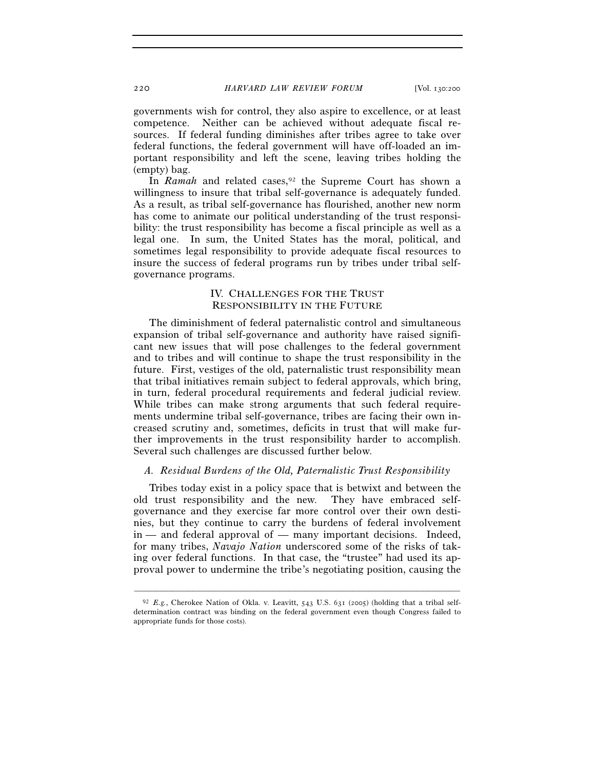governments wish for control, they also aspire to excellence, or at least competence. Neither can be achieved without adequate fiscal resources. If federal funding diminishes after tribes agree to take over federal functions, the federal government will have off-loaded an important responsibility and left the scene, leaving tribes holding the (empty) bag.

In *Ramah* and related cases,[92] the Supreme Court has shown a willingness to insure that tribal self-governance is adequately funded. As a result, as tribal self-governance has flourished, another new norm has come to animate our political understanding of the trust responsibility: the trust responsibility has become a fiscal principle as well as a legal one. In sum, the United States has the moral, political, and sometimes legal responsibility to provide adequate fiscal resources to insure the success of federal programs run by tribes under tribal self-governance programs.

## IV. CHALLENGES FOR THE TRUST RESPONSIBILITY IN THE FUTURE

The diminishment of federal paternalistic control and simultaneous expansion of tribal self-governance and authority have raised significant new issues that will pose challenges to the federal government and to tribes and will continue to shape the trust responsibility in the future. First, vestiges of the old, paternalistic trust responsibility mean that tribal initiatives remain subject to federal approvals, which bring, in turn, federal procedural requirements and federal judicial review. While tribes can make strong arguments that such federal requirements undermine tribal self-governance, tribes are facing their own increased scrutiny and, sometimes, deficits in trust that will make further improvements in the trust responsibility harder to accomplish. Several such challenges are discussed further below.

### *A. Residual Burdens of the Old, Paternalistic Trust Responsibility*

Tribes today exist in a policy space that is betwixt and between the old trust responsibility and the new. They have embraced self-governance and they exercise far more control over their own destinies, but they continue to carry the burdens of federal involvement in — and federal approval of — many important decisions. Indeed, for many tribes, *Navajo Nation* underscored some of the risks of taking over federal functions. In that case, the "trustee" had used its approval power to undermine the tribe's negotiating position, causing the

---

[92] *E.g.*, Cherokee Nation of Okla. v. Leavitt, 543 U.S. 631 (2005) (holding that a tribal self-determination contract was binding on the federal government even though Congress failed to appropriate funds for those costs).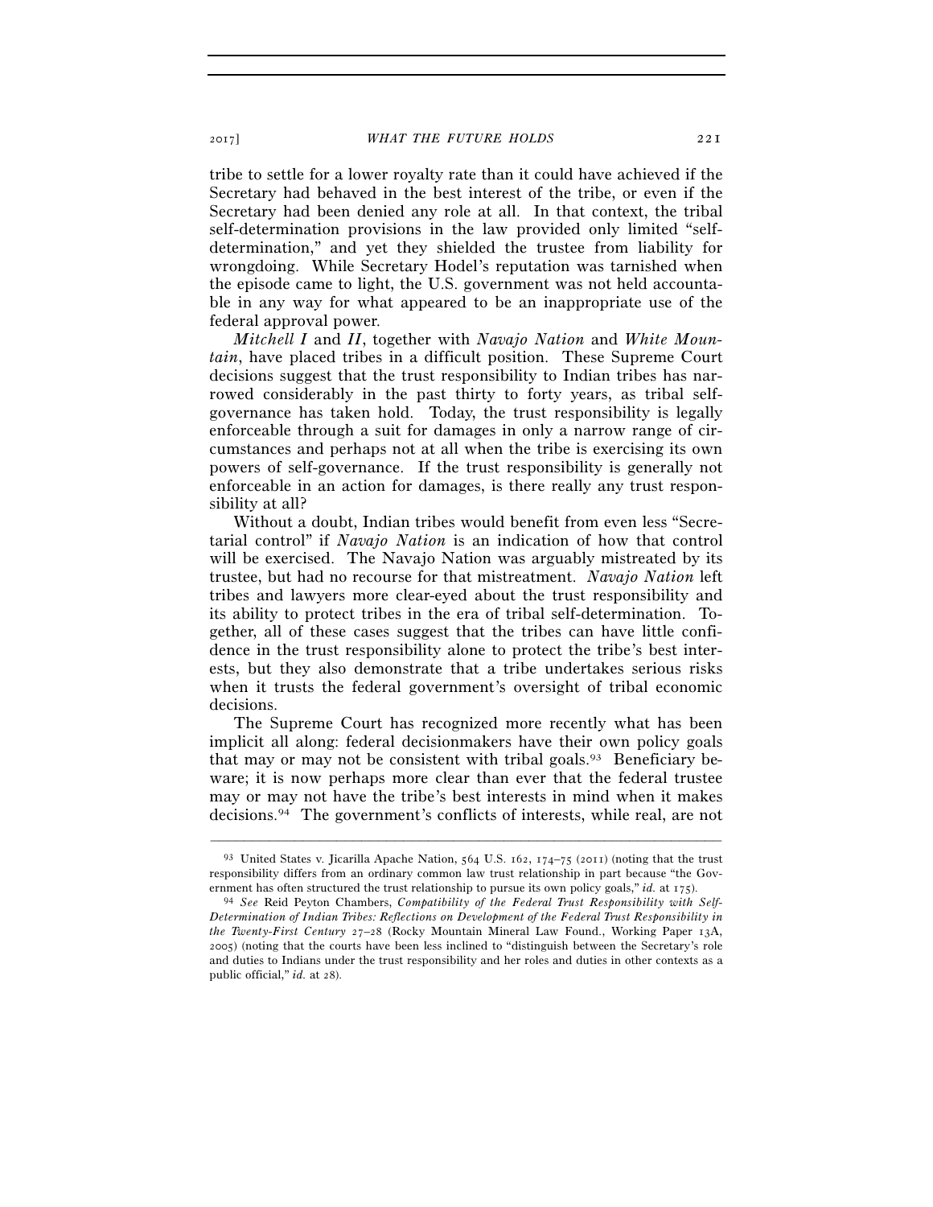tribe to settle for a lower royalty rate than it could have achieved if the Secretary had behaved in the best interest of the tribe, or even if the Secretary had been denied any role at all. In that context, the tribal self-determination provisions in the law provided only limited "self-determination," and yet they shielded the trustee from liability for wrongdoing. While Secretary Hodel's reputation was tarnished when the episode came to light, the U.S. government was not held accountable in any way for what appeared to be an inappropriate use of the federal approval power.

*Mitchell I* and *II*, together with *Navajo Nation* and *White Mountain*, have placed tribes in a difficult position. These Supreme Court decisions suggest that the trust responsibility to Indian tribes has narrowed considerably in the past thirty to forty years, as tribal self-governance has taken hold. Today, the trust responsibility is legally enforceable through a suit for damages in only a narrow range of circumstances and perhaps not at all when the tribe is exercising its own powers of self-governance. If the trust responsibility is generally not enforceable in an action for damages, is there really any trust responsibility at all?

Without a doubt, Indian tribes would benefit from even less "Secretarial control" if *Navajo Nation* is an indication of how that control will be exercised. The Navajo Nation was arguably mistreated by its trustee, but had no recourse for that mistreatment. *Navajo Nation* left tribes and lawyers more clear-eyed about the trust responsibility and its ability to protect tribes in the era of tribal self-determination. Together, all of these cases suggest that the tribes can have little confidence in the trust responsibility alone to protect the tribe's best interests, but they also demonstrate that a tribe undertakes serious risks when it trusts the federal government's oversight of tribal economic decisions.

The Supreme Court has recognized more recently what has been implicit all along: federal decisionmakers have their own policy goals that may or may not be consistent with tribal goals.[93] Beneficiary beware; it is now perhaps more clear than ever that the federal trustee may or may not have the tribe's best interests in mind when it makes decisions.[94] The government's conflicts of interests, while real, are not

---

[93] United States v. Jicarilla Apache Nation, 564 U.S. 162, 174–75 (2011) (noting that the trust responsibility differs from an ordinary common law trust relationship in part because "the Government has often structured the trust relationship to pursue its own policy goals," *id.* at 175).

[94] *See* Reid Peyton Chambers, *Compatibility of the Federal Trust Responsibility with Self-Determination of Indian Tribes: Reflections on Development of the Federal Trust Responsibility in the Twenty-First Century* 27–28 (Rocky Mountain Mineral Law Found., Working Paper 13A, 2005) (noting that the courts have been less inclined to "distinguish between the Secretary's role and duties to Indians under the trust responsibility and her roles and duties in other contexts as a public official," *id.* at 28).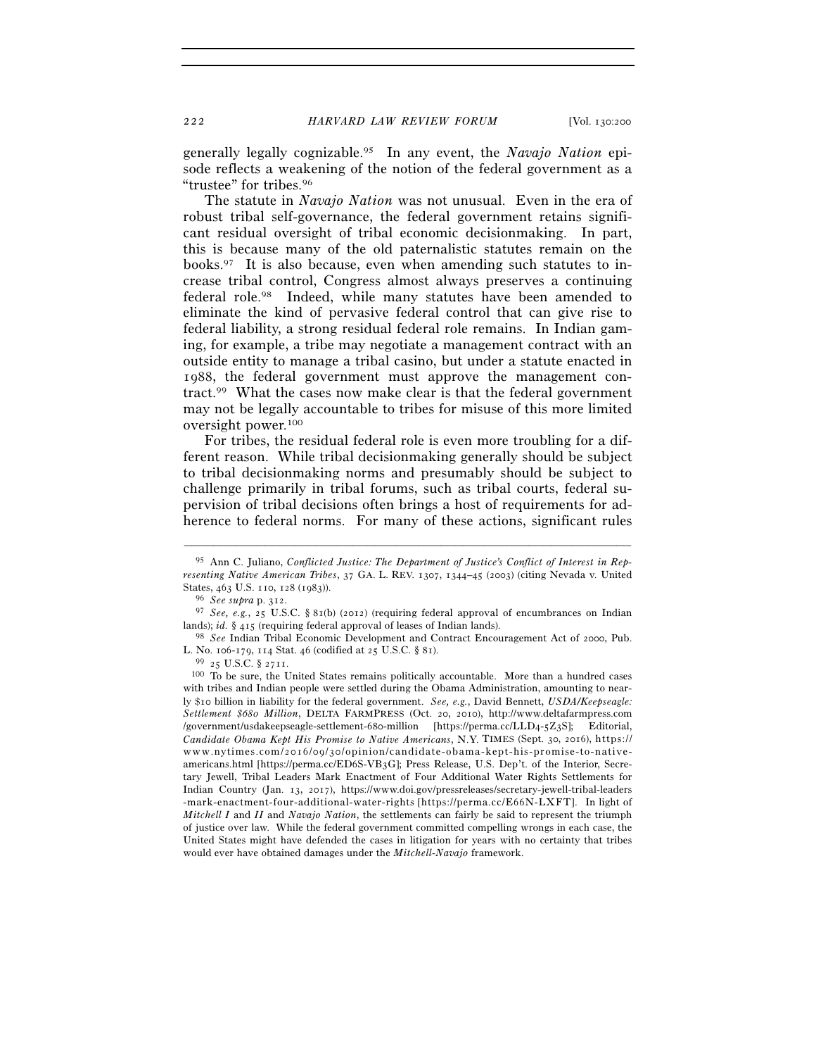generally legally cognizable.[95] In any event, the *Navajo Nation* episode reflects a weakening of the notion of the federal government as a "trustee" for tribes.[96]

The statute in *Navajo Nation* was not unusual. Even in the era of robust tribal self-governance, the federal government retains significant residual oversight of tribal economic decisionmaking. In part, this is because many of the old paternalistic statutes remain on the books.[97] It is also because, even when amending such statutes to increase tribal control, Congress almost always preserves a continuing federal role.[98] Indeed, while many statutes have been amended to eliminate the kind of pervasive federal control that can give rise to federal liability, a strong residual federal role remains. In Indian gaming, for example, a tribe may negotiate a management contract with an outside entity to manage a tribal casino, but under a statute enacted in 1988, the federal government must approve the management contract.[99] What the cases now make clear is that the federal government may not be legally accountable to tribes for misuse of this more limited oversight power.[100]

For tribes, the residual federal role is even more troubling for a different reason. While tribal decisionmaking generally should be subject to tribal decisionmaking norms and presumably should be subject to challenge primarily in tribal forums, such as tribal courts, federal supervision of tribal decisions often brings a host of requirements for adherence to federal norms. For many of these actions, significant rules

---

[95] Ann C. Juliano, *Conflicted Justice: The Department of Justice's Conflict of Interest in Representing Native American Tribes*, 37 GA. L. REV. 1307, 1344–45 (2003) (citing Nevada v. United States, 463 U.S. 110, 128 (1983)).

[96] *See supra* p. 312.

[97] *See, e.g.*, 25 U.S.C. § 81(b) (2012) (requiring federal approval of encumbrances on Indian lands); *id.* § 415 (requiring federal approval of leases of Indian lands).

[98] *See* Indian Tribal Economic Development and Contract Encouragement Act of 2000, Pub. L. No. 106-179, 114 Stat. 46 (codified at 25 U.S.C. § 81).

[99] 25 U.S.C. § 2711.

[100] To be sure, the United States remains politically accountable. More than a hundred cases with tribes and Indian people were settled during the Obama Administration, amounting to nearly $10 billion in liability for the federal government. *See, e.g.*, David Bennett, *USDA/Keepseagle: Settlement $680 Million*, DELTA FARMPRESS (Oct. 20, 2010), http://www.deltafarmpress.com/government/usdakeepseagle-settlement-680-million [https://perma.cc/LLD4-5Z3S]; Editorial, *Candidate Obama Kept His Promise to Native Americans*, N.Y. TIMES (Sept. 30, 2016), https://www.nytimes.com/2016/09/30/opinion/candidate-obama-kept-his-promise-to-native-americans.html [https://perma.cc/ED6S-VB3G]; Press Release, U.S. Dep't. of the Interior, Secretary Jewell, Tribal Leaders Mark Enactment of Four Additional Water Rights Settlements for Indian Country (Jan. 13, 2017), https://www.doi.gov/pressreleases/secretary-jewell-tribal-leaders-mark-enactment-four-additional-water-rights [https://perma.cc/E66N-LXFT]. In light of *Mitchell I* and *II* and *Navajo Nation*, the settlements can fairly be said to represent the triumph of justice over law. While the federal government committed compelling wrongs in each case, the United States might have defended the cases in litigation for years with no certainty that tribes would ever have obtained damages under the *Mitchell-Navajo* framework.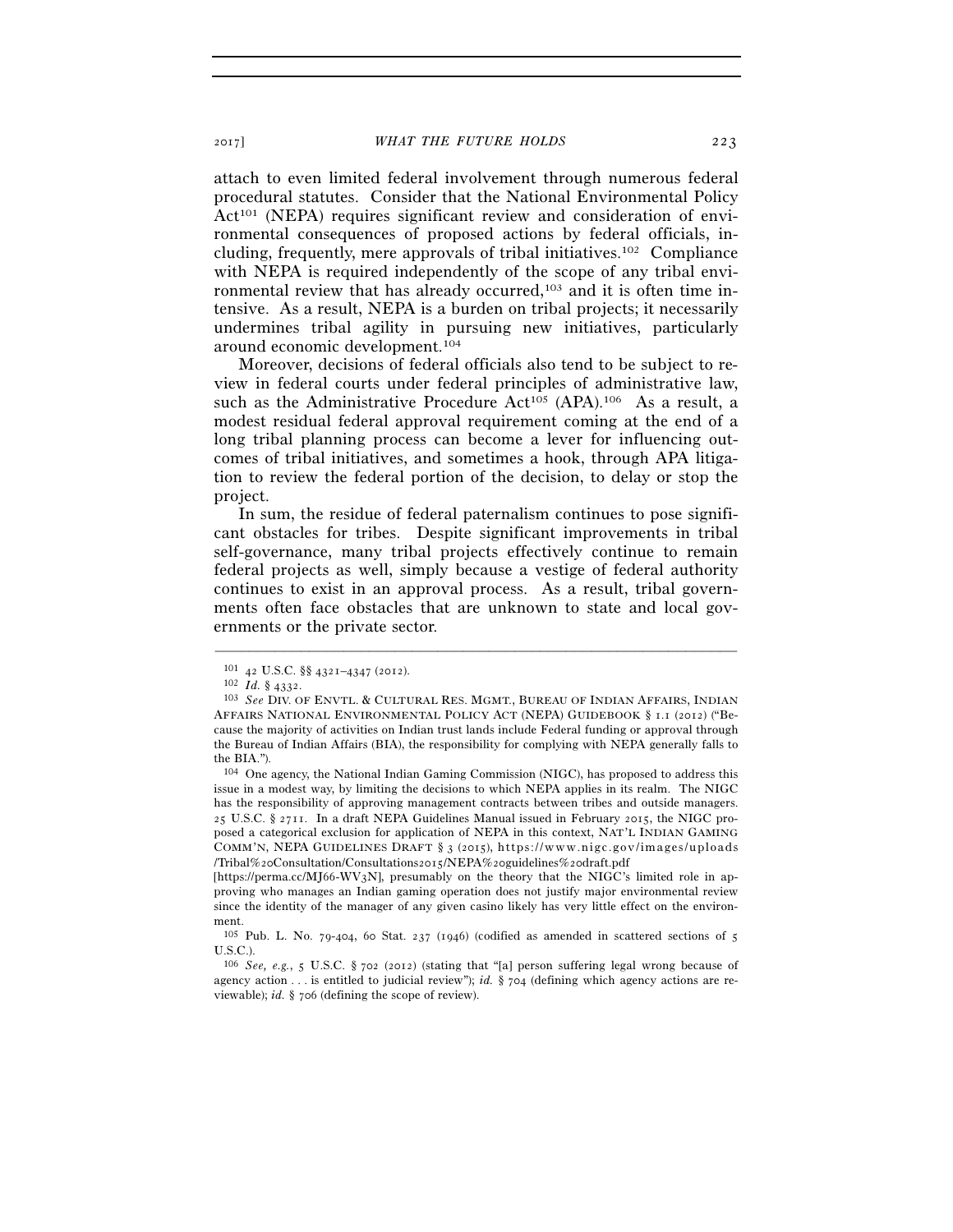attach to even limited federal involvement through numerous federal procedural statutes. Consider that the National Environmental Policy Act[101] (NEPA) requires significant review and consideration of environmental consequences of proposed actions by federal officials, including, frequently, mere approvals of tribal initiatives.[102] Compliance with NEPA is required independently of the scope of any tribal environmental review that has already occurred,[103] and it is often time intensive. As a result, NEPA is a burden on tribal projects; it necessarily undermines tribal agility in pursuing new initiatives, particularly around economic development.[104]

Moreover, decisions of federal officials also tend to be subject to review in federal courts under federal principles of administrative law, such as the Administrative Procedure Act[105] (APA).[106] As a result, a modest residual federal approval requirement coming at the end of a long tribal planning process can become a lever for influencing outcomes of tribal initiatives, and sometimes a hook, through APA litigation to review the federal portion of the decision, to delay or stop the project.

In sum, the residue of federal paternalism continues to pose significant obstacles for tribes. Despite significant improvements in tribal self-governance, many tribal projects effectively continue to remain federal projects as well, simply because a vestige of federal authority continues to exist in an approval process. As a result, tribal governments often face obstacles that are unknown to state and local governments or the private sector.

---

[101] 42 U.S.C. §§ 4321–4347 (2012).

[102] *Id.* § 4332.

[103] *See* DIV. OF ENVTL. & CULTURAL RES. MGMT., BUREAU OF INDIAN AFFAIRS, INDIAN AFFAIRS NATIONAL ENVIRONMENTAL POLICY ACT (NEPA) GUIDEBOOK § 1.1 (2012) ("Because the majority of activities on Indian trust lands include Federal funding or approval through the Bureau of Indian Affairs (BIA), the responsibility for complying with NEPA generally falls to the BIA.").

[104] One agency, the National Indian Gaming Commission (NIGC), has proposed to address this issue in a modest way, by limiting the decisions to which NEPA applies in its realm. The NIGC has the responsibility of approving management contracts between tribes and outside managers. 25 U.S.C. § 2711. In a draft NEPA Guidelines Manual issued in February 2015, the NIGC proposed a categorical exclusion for application of NEPA in this context, NAT'L INDIAN GAMING COMM'N, NEPA GUIDELINES DRAFT § 3 (2015), https://www.nigc.gov/images/uploads/Tribal%20Consultation/Consultations2015/NEPA%20guidelines%20draft.pdf [https://perma.cc/MJ66-WV3N], presumably on the theory that the NIGC's limited role in approving who manages an Indian gaming operation does not justify major environmental review since the identity of the manager of any given casino likely has very little effect on the environment.

[105] Pub. L. No. 79-404, 60 Stat. 237 (1946) (codified as amended in scattered sections of 5 U.S.C.).

[106] *See, e.g.*, 5 U.S.C. § 702 (2012) (stating that "[a] person suffering legal wrong because of agency action . . . is entitled to judicial review"); *id.* § 704 (defining which agency actions are reviewable); *id.* § 706 (defining the scope of review).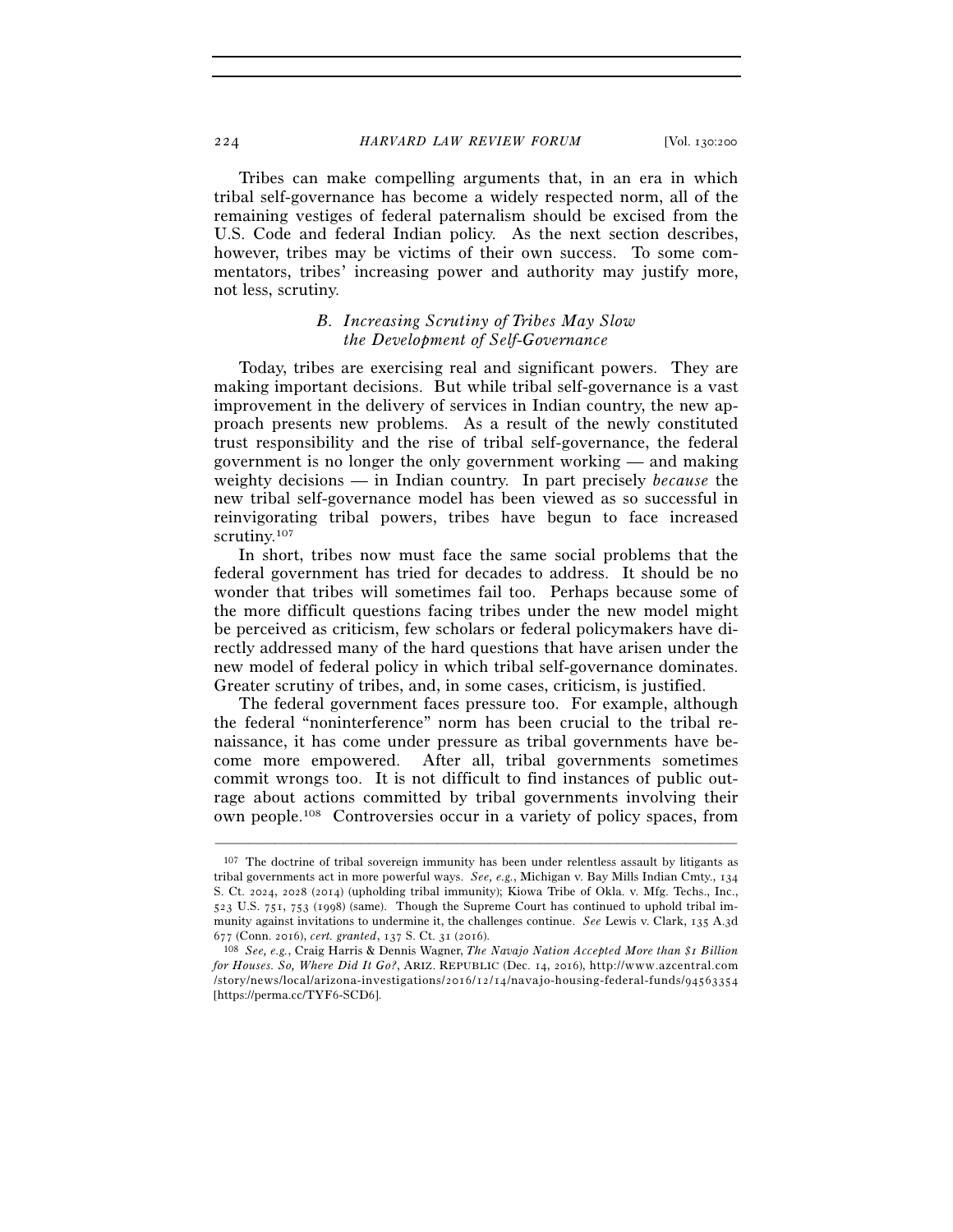Tribes can make compelling arguments that, in an era in which tribal self-governance has become a widely respected norm, all of the remaining vestiges of federal paternalism should be excised from the U.S. Code and federal Indian policy. As the next section describes, however, tribes may be victims of their own success. To some commentators, tribes' increasing power and authority may justify more, not less, scrutiny.

### *B. Increasing Scrutiny of Tribes May Slow the Development of Self-Governance*

Today, tribes are exercising real and significant powers. They are making important decisions. But while tribal self-governance is a vast improvement in the delivery of services in Indian country, the new approach presents new problems. As a result of the newly constituted trust responsibility and the rise of tribal self-governance, the federal government is no longer the only government working — and making weighty decisions — in Indian country. In part precisely *because* the new tribal self-governance model has been viewed as so successful in reinvigorating tribal powers, tribes have begun to face increased scrutiny.[107]

In short, tribes now must face the same social problems that the federal government has tried for decades to address. It should be no wonder that tribes will sometimes fail too. Perhaps because some of the more difficult questions facing tribes under the new model might be perceived as criticism, few scholars or federal policymakers have directly addressed many of the hard questions that have arisen under the new model of federal policy in which tribal self-governance dominates. Greater scrutiny of tribes, and, in some cases, criticism, is justified.

The federal government faces pressure too. For example, although the federal "noninterference" norm has been crucial to the tribal renaissance, it has come under pressure as tribal governments have become more empowered. After all, tribal governments sometimes commit wrongs too. It is not difficult to find instances of public outrage about actions committed by tribal governments involving their own people.[108] Controversies occur in a variety of policy spaces, from

---

[107] The doctrine of tribal sovereign immunity has been under relentless assault by litigants as tribal governments act in more powerful ways. *See, e.g.*, Michigan v. Bay Mills Indian Cmty., 134 S. Ct. 2024, 2028 (2014) (upholding tribal immunity); Kiowa Tribe of Okla. v. Mfg. Techs., Inc., 523 U.S. 751, 753 (1998) (same). Though the Supreme Court has continued to uphold tribal immunity against invitations to undermine it, the challenges continue. *See* Lewis v. Clark, 135 A.3d 677 (Conn. 2016), *cert. granted*, 137 S. Ct. 31 (2016).

[108] *See, e.g.*, Craig Harris & Dennis Wagner, *The Navajo Nation Accepted More than $1 Billion for Houses. So, Where Did It Go?*, ARIZ. REPUBLIC (Dec. 14, 2016), http://www.azcentral.com/story/news/local/arizona-investigations/2016/12/14/navajo-housing-federal-funds/94563354 [https://perma.cc/TYF6-SCD6].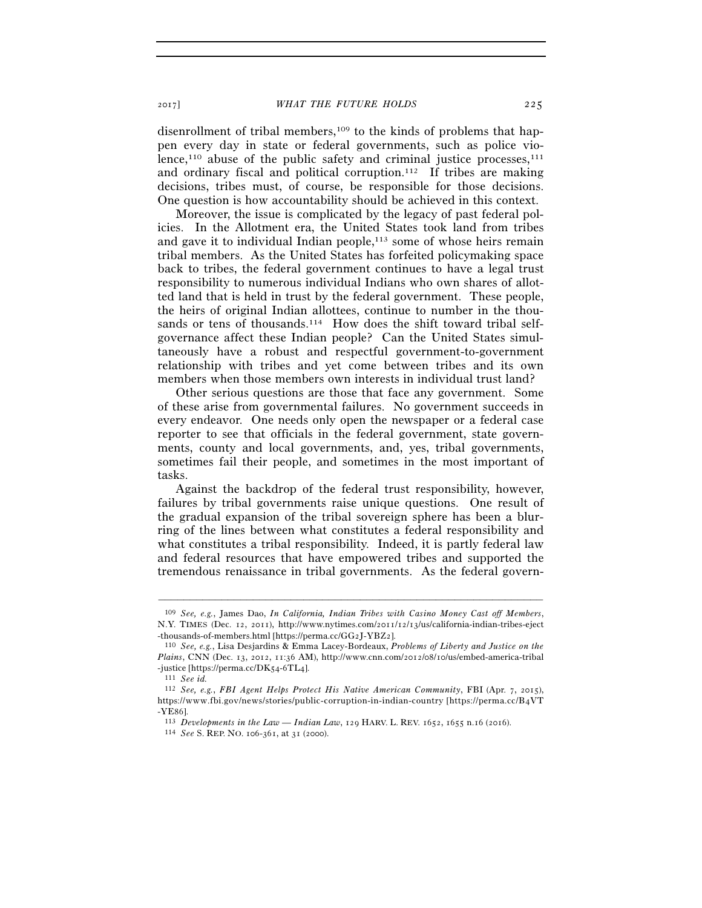disenrollment of tribal members,[109] to the kinds of problems that happen every day in state or federal governments, such as police violence,[110] abuse of the public safety and criminal justice processes,[111] and ordinary fiscal and political corruption.[112] If tribes are making decisions, tribes must, of course, be responsible for those decisions. One question is how accountability should be achieved in this context.

Moreover, the issue is complicated by the legacy of past federal policies. In the Allotment era, the United States took land from tribes and gave it to individual Indian people,[113] some of whose heirs remain tribal members. As the United States has forfeited policymaking space back to tribes, the federal government continues to have a legal trust responsibility to numerous individual Indians who own shares of allotted land that is held in trust by the federal government. These people, the heirs of original Indian allottees, continue to number in the thousands or tens of thousands.[114] How does the shift toward tribal self-governance affect these Indian people? Can the United States simultaneously have a robust and respectful government-to-government relationship with tribes and yet come between tribes and its own members when those members own interests in individual trust land?

Other serious questions are those that face any government. Some of these arise from governmental failures. No government succeeds in every endeavor. One needs only open the newspaper or a federal case reporter to see that officials in the federal government, state governments, county and local governments, and, yes, tribal governments, sometimes fail their people, and sometimes in the most important of tasks.

Against the backdrop of the federal trust responsibility, however, failures by tribal governments raise unique questions. One result of the gradual expansion of the tribal sovereign sphere has been a blurring of the lines between what constitutes a federal responsibility and what constitutes a tribal responsibility. Indeed, it is partly federal law and federal resources that have empowered tribes and supported the tremendous renaissance in tribal governments. As the federal govern-

---

[109] *See, e.g.*, James Dao, *In California, Indian Tribes with Casino Money Cast off Members*, N.Y. TIMES (Dec. 12, 2011), http://www.nytimes.com/2011/12/13/us/california-indian-tribes-eject-thousands-of-members.html [https://perma.cc/GG2J-YBZ2].

[110] *See, e.g.*, Lisa Desjardins & Emma Lacey-Bordeaux, *Problems of Liberty and Justice on the Plains*, CNN (Dec. 13, 2012, 11:36 AM), http://www.cnn.com/2012/08/10/us/embed-america-tribal-justice [https://perma.cc/DK54-6TL4].

[111] *See id.*

[112] *See, e.g.*, *FBI Agent Helps Protect His Native American Community*, FBI (Apr. 7, 2015), https://www.fbi.gov/news/stories/public-corruption-in-indian-country [https://perma.cc/B4VT-YE86].

[113] *Developments in the Law — Indian Law*, 129 HARV. L. REV. 1652, 1655 n.16 (2016).

[114] *See* S. REP. NO. 106-361, at 31 (2000).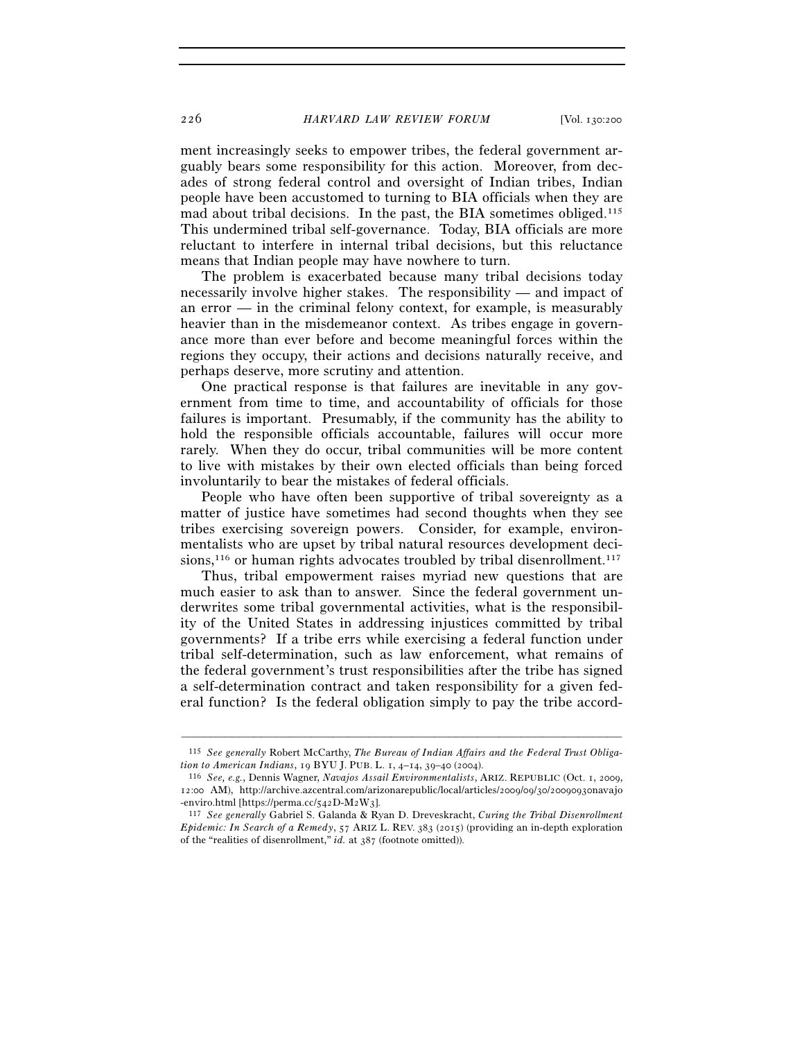ment increasingly seeks to empower tribes, the federal government arguably bears some responsibility for this action. Moreover, from decades of strong federal control and oversight of Indian tribes, Indian people have been accustomed to turning to BIA officials when they are mad about tribal decisions. In the past, the BIA sometimes obliged.[115] This undermined tribal self-governance. Today, BIA officials are more reluctant to interfere in internal tribal decisions, but this reluctance means that Indian people may have nowhere to turn.

The problem is exacerbated because many tribal decisions today necessarily involve higher stakes. The responsibility — and impact of an error — in the criminal felony context, for example, is measurably heavier than in the misdemeanor context. As tribes engage in governance more than ever before and become meaningful forces within the regions they occupy, their actions and decisions naturally receive, and perhaps deserve, more scrutiny and attention.

One practical response is that failures are inevitable in any government from time to time, and accountability of officials for those failures is important. Presumably, if the community has the ability to hold the responsible officials accountable, failures will occur more rarely. When they do occur, tribal communities will be more content to live with mistakes by their own elected officials than being forced involuntarily to bear the mistakes of federal officials.

People who have often been supportive of tribal sovereignty as a matter of justice have sometimes had second thoughts when they see tribes exercising sovereign powers. Consider, for example, environmentalists who are upset by tribal natural resources development decisions,[116] or human rights advocates troubled by tribal disenrollment.[117]

Thus, tribal empowerment raises myriad new questions that are much easier to ask than to answer. Since the federal government underwrites some tribal governmental activities, what is the responsibility of the United States in addressing injustices committed by tribal governments? If a tribe errs while exercising a federal function under tribal self-determination, such as law enforcement, what remains of the federal government's trust responsibilities after the tribe has signed a self-determination contract and taken responsibility for a given federal function? Is the federal obligation simply to pay the tribe accord-

---

[115] *See generally* Robert McCarthy, *The Bureau of Indian Affairs and the Federal Trust Obligation to American Indians*, 19 BYU J. PUB. L. 1, 4–14, 39–40 (2004).

[116] *See, e.g.*, Dennis Wagner, *Navajos Assail Environmentalists*, ARIZ. REPUBLIC (Oct. 1, 2009, 12:00 AM), http://archive.azcentral.com/arizonarepublic/local/articles/2009/09/30/20090930navajo-enviro.html [https://perma.cc/542D-M2W3].

[117] *See generally* Gabriel S. Galanda & Ryan D. Dreveskracht, *Curing the Tribal Disenrollment Epidemic: In Search of a Remedy*, 57 ARIZ. L. REV. 383 (2015) (providing an in-depth exploration of the "realities of disenrollment," *id.* at 387 (footnote omitted)).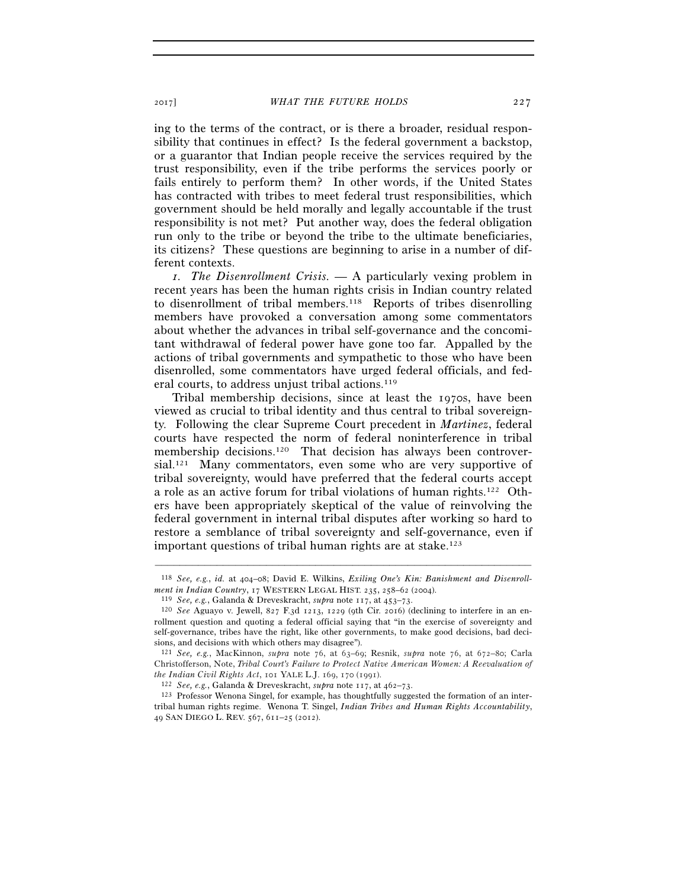ing to the terms of the contract, or is there a broader, residual responsibility that continues in effect? Is the federal government a backstop, or a guarantor that Indian people receive the services required by the trust responsibility, even if the tribe performs the services poorly or fails entirely to perform them? In other words, if the United States has contracted with tribes to meet federal trust responsibilities, which government should be held morally and legally accountable if the trust responsibility is not met? Put another way, does the federal obligation run only to the tribe or beyond the tribe to the ultimate beneficiaries, its citizens? These questions are beginning to arise in a number of different contexts.

*1. The Disenrollment Crisis.* — A particularly vexing problem in recent years has been the human rights crisis in Indian country related to disenrollment of tribal members.[118] Reports of tribes disenrolling members have provoked a conversation among some commentators about whether the advances in tribal self-governance and the concomitant withdrawal of federal power have gone too far. Appalled by the actions of tribal governments and sympathetic to those who have been disenrolled, some commentators have urged federal officials, and federal courts, to address unjust tribal actions.[119]

Tribal membership decisions, since at least the 1970s, have been viewed as crucial to tribal identity and thus central to tribal sovereignty. Following the clear Supreme Court precedent in *Martinez*, federal courts have respected the norm of federal noninterference in tribal membership decisions.[120] That decision has always been controversial.[121] Many commentators, even some who are very supportive of tribal sovereignty, would have preferred that the federal courts accept a role as an active forum for tribal violations of human rights.[122] Others have been appropriately skeptical of the value of reinvolving the federal government in internal tribal disputes after working so hard to restore a semblance of tribal sovereignty and self-governance, even if important questions of tribal human rights are at stake.[123]

---

[118] *See, e.g.*, *id.* at 404–08; David E. Wilkins, *Exiling One's Kin: Banishment and Disenrollment in Indian Country*, 17 WESTERN LEGAL HIST. 235, 258–62 (2004).

[119] *See, e.g.*, Galanda & Dreveskracht, *supra* note 117, at 453–73.

[120] *See* Aguayo v. Jewell, 827 F.3d 1213, 1229 (9th Cir. 2016) (declining to interfere in an enrollment question and quoting a federal official saying that "in the exercise of sovereignty and self-governance, tribes have the right, like other governments, to make good decisions, bad decisions, and decisions with which others may disagree").

[121] *See, e.g.*, MacKinnon, *supra* note 76, at 63–69; Resnik, *supra* note 76, at 672–80; Carla Christofferson, Note, *Tribal Court's Failure to Protect Native American Women: A Reevaluation of the Indian Civil Rights Act*, 101 YALE L.J. 169, 170 (1991).

[122] *See, e.g.*, Galanda & Dreveskracht, *supra* note 117, at 462–73.

[123] Professor Wenona Singel, for example, has thoughtfully suggested the formation of an intertribal human rights regime. Wenona T. Singel, *Indian Tribes and Human Rights Accountability*, 49 SAN DIEGO L. REV. 567, 611–25 (2012).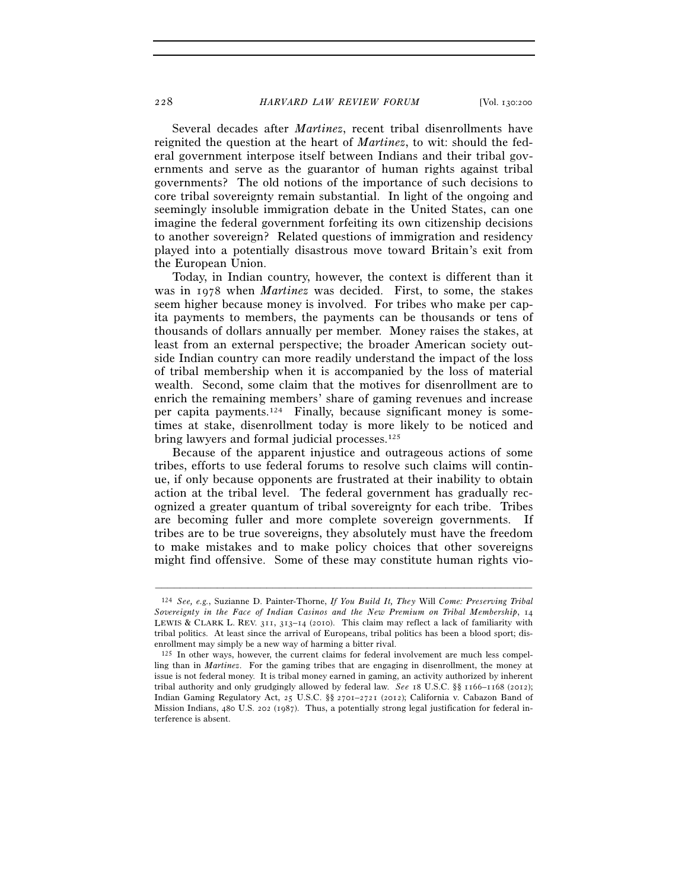Several decades after *Martinez*, recent tribal disenrollments have reignited the question at the heart of *Martinez*, to wit: should the federal government interpose itself between Indians and their tribal governments and serve as the guarantor of human rights against tribal governments? The old notions of the importance of such decisions to core tribal sovereignty remain substantial. In light of the ongoing and seemingly insoluble immigration debate in the United States, can one imagine the federal government forfeiting its own citizenship decisions to another sovereign? Related questions of immigration and residency played into a potentially disastrous move toward Britain's exit from the European Union.

Today, in Indian country, however, the context is different than it was in 1978 when *Martinez* was decided. First, to some, the stakes seem higher because money is involved. For tribes who make per capita payments to members, the payments can be thousands or tens of thousands of dollars annually per member. Money raises the stakes, at least from an external perspective; the broader American society outside Indian country can more readily understand the impact of the loss of tribal membership when it is accompanied by the loss of material wealth. Second, some claim that the motives for disenrollment are to enrich the remaining members' share of gaming revenues and increase per capita payments.[124] Finally, because significant money is sometimes at stake, disenrollment today is more likely to be noticed and bring lawyers and formal judicial processes.[125]

Because of the apparent injustice and outrageous actions of some tribes, efforts to use federal forums to resolve such claims will continue, if only because opponents are frustrated at their inability to obtain action at the tribal level. The federal government has gradually recognized a greater quantum of tribal sovereignty for each tribe. Tribes are becoming fuller and more complete sovereign governments. If tribes are to be true sovereigns, they absolutely must have the freedom to make mistakes and to make policy choices that other sovereigns might find offensive. Some of these may constitute human rights vio-

---

[124] *See, e.g.*, Suzianne D. Painter-Thorne, *If You Build It, They* Will *Come: Preserving Tribal Sovereignty in the Face of Indian Casinos and the New Premium on Tribal Membership*, 14 LEWIS & CLARK L. REV. 311, 313–14 (2010). This claim may reflect a lack of familiarity with tribal politics. At least since the arrival of Europeans, tribal politics has been a blood sport; disenrollment may simply be a new way of harming a bitter rival.

[125] In other ways, however, the current claims for federal involvement are much less compelling than in *Martinez*. For the gaming tribes that are engaging in disenrollment, the money at issue is not federal money. It is tribal money earned in gaming, an activity authorized by inherent tribal authority and only grudgingly allowed by federal law. *See* 18 U.S.C. §§ 1166–1168 (2012); Indian Gaming Regulatory Act, 25 U.S.C. §§ 2701–2721 (2012); California v. Cabazon Band of Mission Indians, 480 U.S. 202 (1987). Thus, a potentially strong legal justification for federal interference is absent.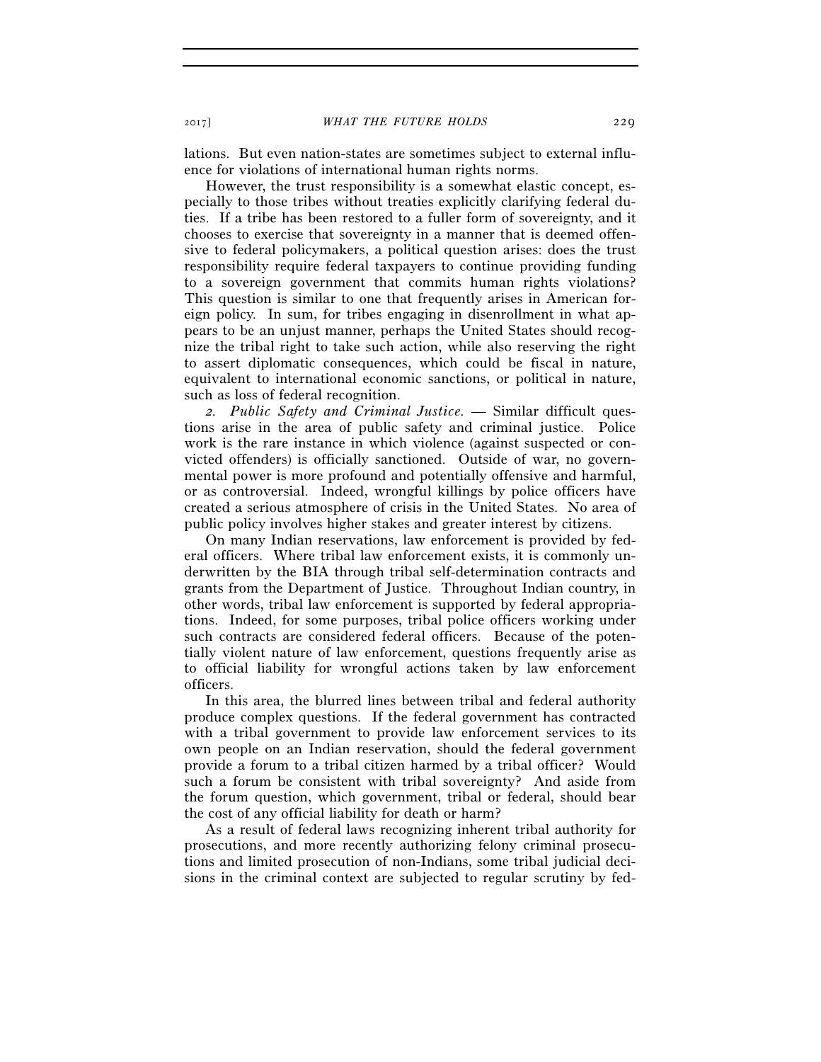lations. But even nation-states are sometimes subject to external influence for violations of international human rights norms.

However, the trust responsibility is a somewhat elastic concept, especially to those tribes without treaties explicitly clarifying federal duties. If a tribe has been restored to a fuller form of sovereignty, and it chooses to exercise that sovereignty in a manner that is deemed offensive to federal policymakers, a political question arises: does the trust responsibility require federal taxpayers to continue providing funding to a sovereign government that commits human rights violations? This question is similar to one that frequently arises in American foreign policy. In sum, for tribes engaging in disenrollment in what appears to be an unjust manner, perhaps the United States should recognize the tribal right to take such action, while also reserving the right to assert diplomatic consequences, which could be fiscal in nature, equivalent to international economic sanctions, or political in nature, such as loss of federal recognition.

*2. Public Safety and Criminal Justice.* — Similar difficult questions arise in the area of public safety and criminal justice. Police work is the rare instance in which violence (against suspected or convicted offenders) is officially sanctioned. Outside of war, no governmental power is more profound and potentially offensive and harmful, or as controversial. Indeed, wrongful killings by police officers have created a serious atmosphere of crisis in the United States. No area of public policy involves higher stakes and greater interest by citizens.

On many Indian reservations, law enforcement is provided by federal officers. Where tribal law enforcement exists, it is commonly underwritten by the BIA through tribal self-determination contracts and grants from the Department of Justice. Throughout Indian country, in other words, tribal law enforcement is supported by federal appropriations. Indeed, for some purposes, tribal police officers working under such contracts are considered federal officers. Because of the potentially violent nature of law enforcement, questions frequently arise as to official liability for wrongful actions taken by law enforcement officers.

In this area, the blurred lines between tribal and federal authority produce complex questions. If the federal government has contracted with a tribal government to provide law enforcement services to its own people on an Indian reservation, should the federal government provide a forum to a tribal citizen harmed by a tribal officer? Would such a forum be consistent with tribal sovereignty? And aside from the forum question, which government, tribal or federal, should bear the cost of any official liability for death or harm?

As a result of federal laws recognizing inherent tribal authority for prosecutions, and more recently authorizing felony criminal prosecutions and limited prosecution of non-Indians, some tribal judicial decisions in the criminal context are subjected to regular scrutiny by fed-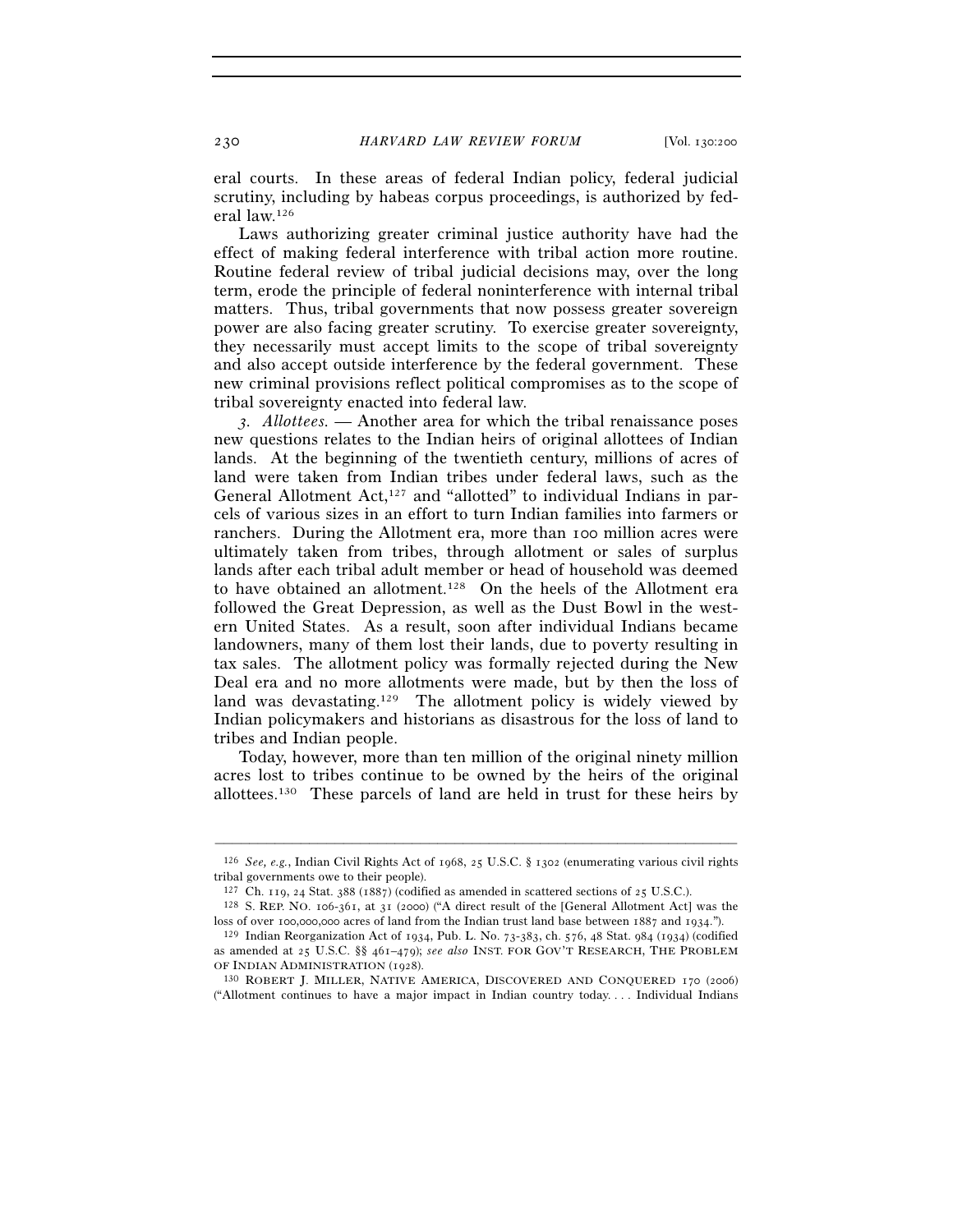eral courts. In these areas of federal Indian policy, federal judicial scrutiny, including by habeas corpus proceedings, is authorized by federal law.[126]

Laws authorizing greater criminal justice authority have had the effect of making federal interference with tribal action more routine. Routine federal review of tribal judicial decisions may, over the long term, erode the principle of federal noninterference with internal tribal matters. Thus, tribal governments that now possess greater sovereign power are also facing greater scrutiny. To exercise greater sovereignty, they necessarily must accept limits to the scope of tribal sovereignty and also accept outside interference by the federal government. These new criminal provisions reflect political compromises as to the scope of tribal sovereignty enacted into federal law.

*3. Allottees.* — Another area for which the tribal renaissance poses new questions relates to the Indian heirs of original allottees of Indian lands. At the beginning of the twentieth century, millions of acres of land were taken from Indian tribes under federal laws, such as the General Allotment Act,[127] and "allotted" to individual Indians in parcels of various sizes in an effort to turn Indian families into farmers or ranchers. During the Allotment era, more than 100 million acres were ultimately taken from tribes, through allotment or sales of surplus lands after each tribal adult member or head of household was deemed to have obtained an allotment.[128] On the heels of the Allotment era followed the Great Depression, as well as the Dust Bowl in the western United States. As a result, soon after individual Indians became landowners, many of them lost their lands, due to poverty resulting in tax sales. The allotment policy was formally rejected during the New Deal era and no more allotments were made, but by then the loss of land was devastating.[129] The allotment policy is widely viewed by Indian policymakers and historians as disastrous for the loss of land to tribes and Indian people.

Today, however, more than ten million of the original ninety million acres lost to tribes continue to be owned by the heirs of the original allottees.[130] These parcels of land are held in trust for these heirs by

---

[126] *See, e.g.*, Indian Civil Rights Act of 1968, 25 U.S.C. § 1302 (enumerating various civil rights tribal governments owe to their people).

[127] Ch. 119, 24 Stat. 388 (1887) (codified as amended in scattered sections of 25 U.S.C.).

[128] S. REP. NO. 106-361, at 31 (2000) ("A direct result of the [General Allotment Act] was the loss of over 100,000,000 acres of land from the Indian trust land base between 1887 and 1934.").

[129] Indian Reorganization Act of 1934, Pub. L. No. 73-383, ch. 576, 48 Stat. 984 (1934) (codified as amended at 25 U.S.C. §§ 461–479); *see also* INST. FOR GOV'T RESEARCH, THE PROBLEM OF INDIAN ADMINISTRATION (1928).

[130] ROBERT J. MILLER, NATIVE AMERICA, DISCOVERED AND CONQUERED 170 (2006) ("Allotment continues to have a major impact in Indian country today. . . . Individual Indians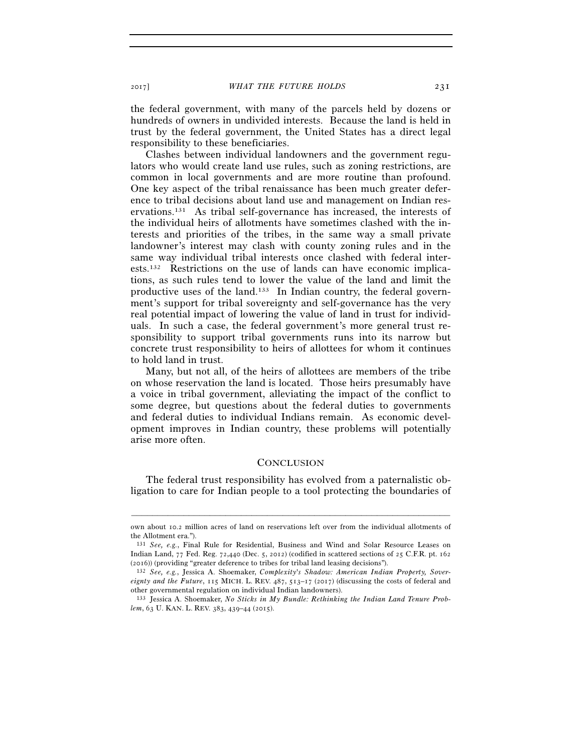the federal government, with many of the parcels held by dozens or hundreds of owners in undivided interests. Because the land is held in trust by the federal government, the United States has a direct legal responsibility to these beneficiaries.

Clashes between individual landowners and the government regulators who would create land use rules, such as zoning restrictions, are common in local governments and are more routine than profound. One key aspect of the tribal renaissance has been much greater deference to tribal decisions about land use and management on Indian reservations.[131] As tribal self-governance has increased, the interests of the individual heirs of allotments have sometimes clashed with the interests and priorities of the tribes, in the same way a small private landowner's interest may clash with county zoning rules and in the same way individual tribal interests once clashed with federal interests.[132] Restrictions on the use of lands can have economic implications, as such rules tend to lower the value of the land and limit the productive uses of the land.[133] In Indian country, the federal government's support for tribal sovereignty and self-governance has the very real potential impact of lowering the value of land in trust for individuals. In such a case, the federal government's more general trust responsibility to support tribal governments runs into its narrow but concrete trust responsibility to heirs of allottees for whom it continues to hold land in trust.

Many, but not all, of the heirs of allottees are members of the tribe on whose reservation the land is located. Those heirs presumably have a voice in tribal government, alleviating the impact of the conflict to some degree, but questions about the federal duties to governments and federal duties to individual Indians remain. As economic development improves in Indian country, these problems will potentially arise more often.

## CONCLUSION

The federal trust responsibility has evolved from a paternalistic obligation to care for Indian people to a tool protecting the boundaries of

---

own about 10.2 million acres of land on reservations left over from the individual allotments of the Allotment era.").

[131] *See, e.g.*, Final Rule for Residential, Business and Wind and Solar Resource Leases on Indian Land, 77 Fed. Reg. 72,440 (Dec. 5, 2012) (codified in scattered sections of 25 C.F.R. pt. 162 (2016)) (providing "greater deference to tribes for tribal land leasing decisions").

[132] *See, e.g.*, Jessica A. Shoemaker, *Complexity's Shadow: American Indian Property, Sovereignty and the Future*, 115 MICH. L. REV. 487, 513–17 (2017) (discussing the costs of federal and other governmental regulation on individual Indian landowners).

[133] Jessica A. Shoemaker, *No Sticks in My Bundle: Rethinking the Indian Land Tenure Problem*, 63 U. KAN. L. REV. 383, 439–44 (2015).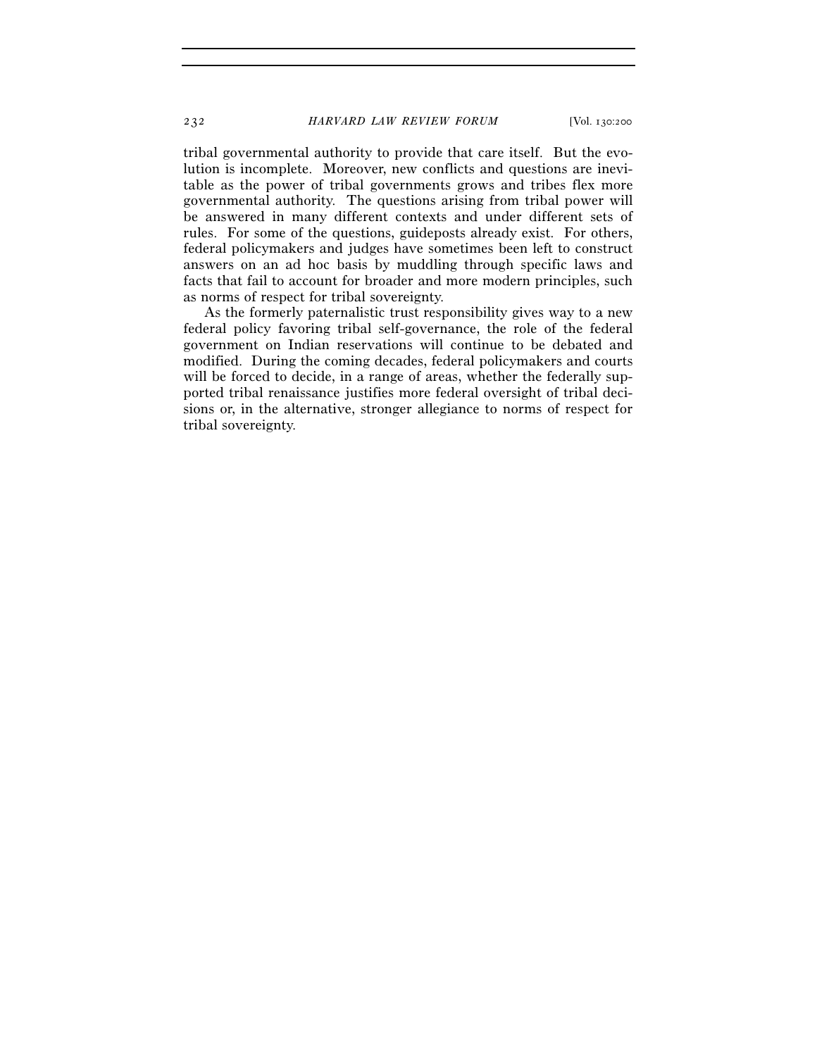tribal governmental authority to provide that care itself. But the evolution is incomplete. Moreover, new conflicts and questions are inevitable as the power of tribal governments grows and tribes flex more governmental authority. The questions arising from tribal power will be answered in many different contexts and under different sets of rules. For some of the questions, guideposts already exist. For others, federal policymakers and judges have sometimes been left to construct answers on an ad hoc basis by muddling through specific laws and facts that fail to account for broader and more modern principles, such as norms of respect for tribal sovereignty.

As the formerly paternalistic trust responsibility gives way to a new federal policy favoring tribal self-governance, the role of the federal government on Indian reservations will continue to be debated and modified. During the coming decades, federal policymakers and courts will be forced to decide, in a range of areas, whether the federally supported tribal renaissance justifies more federal oversight of tribal decisions or, in the alternative, stronger allegiance to norms of respect for tribal sovereignty.